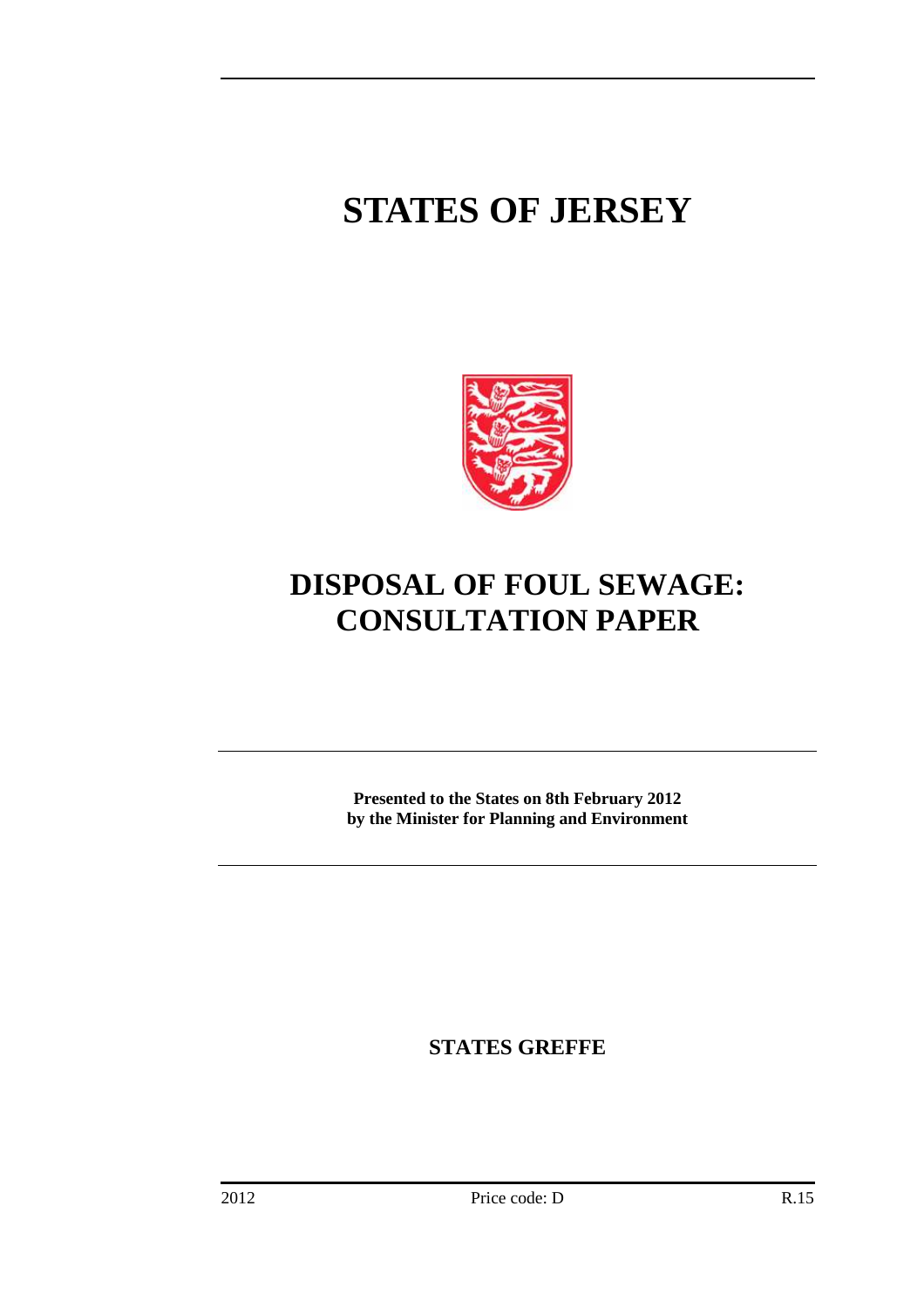# STATES OF JERSEY

# DISPOSAL OF FOUL SEWAGE: CONSULTATION PAPER

**Presented to the States on 8th February 2012**
**by the Minister for Planning and Environment**

**STATES GREFFE**

2012 Price code: D R.15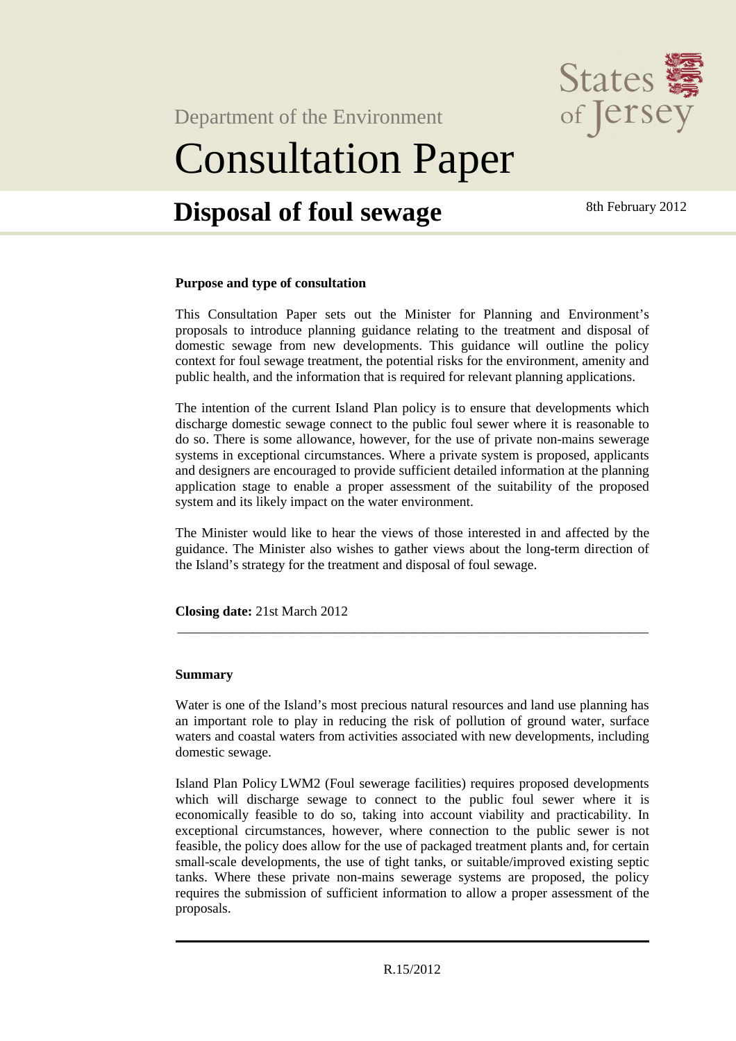Department of the Environment

# Consultation Paper

## Disposal of foul sewage

8th February 2012

**Purpose and type of consultation**

This Consultation Paper sets out the Minister for Planning and Environment's proposals to introduce planning guidance relating to the treatment and disposal of domestic sewage from new developments. This guidance will outline the policy context for foul sewage treatment, the potential risks for the environment, amenity and public health, and the information that is required for relevant planning applications.

The intention of the current Island Plan policy is to ensure that developments which discharge domestic sewage connect to the public foul sewer where it is reasonable to do so. There is some allowance, however, for the use of private non-mains sewerage systems in exceptional circumstances. Where a private system is proposed, applicants and designers are encouraged to provide sufficient detailed information at the planning application stage to enable a proper assessment of the suitability of the proposed system and its likely impact on the water environment.

The Minister would like to hear the views of those interested in and affected by the guidance. The Minister also wishes to gather views about the long-term direction of the Island's strategy for the treatment and disposal of foul sewage.

**Closing date:** 21st March 2012

---

**Summary**

Water is one of the Island's most precious natural resources and land use planning has an important role to play in reducing the risk of pollution of ground water, surface waters and coastal waters from activities associated with new developments, including domestic sewage.

Island Plan Policy LWM2 (Foul sewerage facilities) requires proposed developments which will discharge sewage to connect to the public foul sewer where it is economically feasible to do so, taking into account viability and practicability. In exceptional circumstances, however, where connection to the public sewer is not feasible, the policy does allow for the use of packaged treatment plants and, for certain small-scale developments, the use of tight tanks, or suitable/improved existing septic tanks. Where these private non-mains sewerage systems are proposed, the policy requires the submission of sufficient information to allow a proper assessment of the proposals.

R.15/2012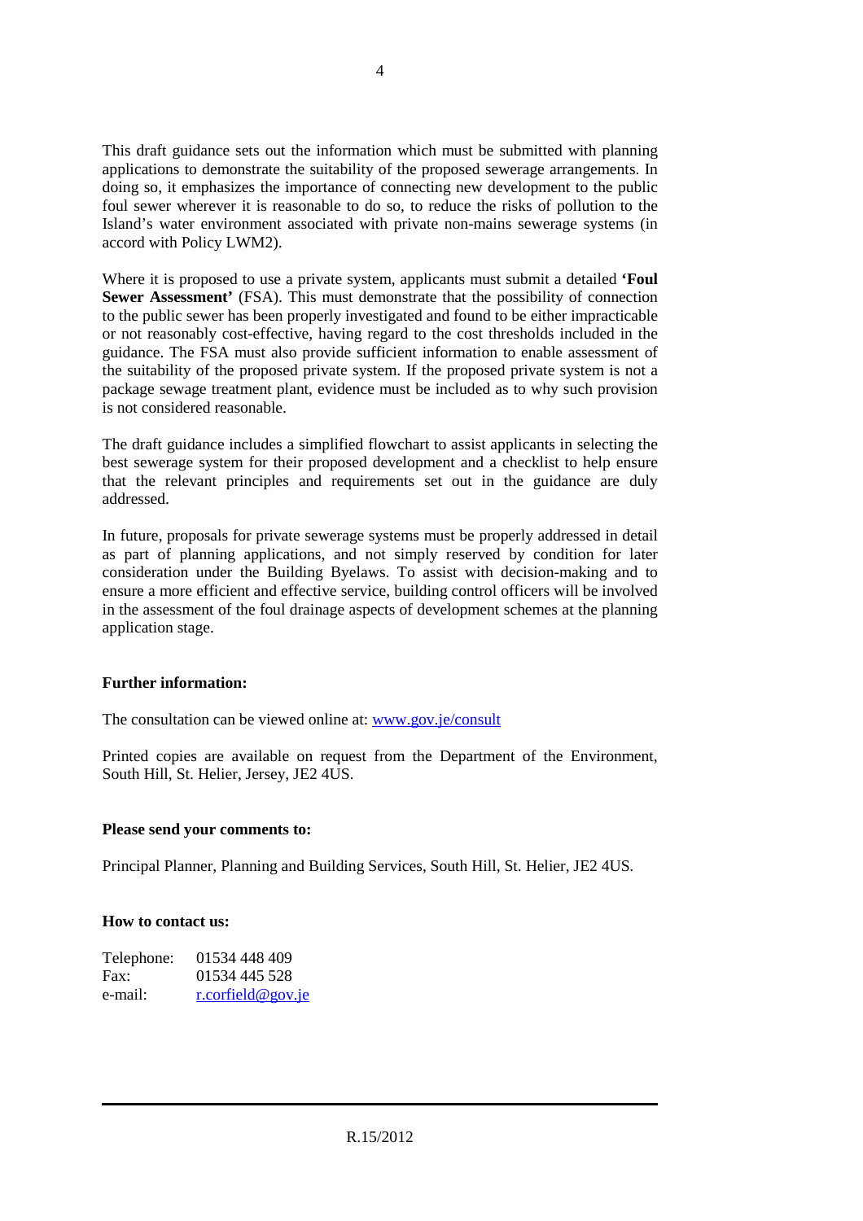This draft guidance sets out the information which must be submitted with planning applications to demonstrate the suitability of the proposed sewerage arrangements. In doing so, it emphasizes the importance of connecting new development to the public foul sewer wherever it is reasonable to do so, to reduce the risks of pollution to the Island's water environment associated with private non-mains sewerage systems (in accord with Policy LWM2).

Where it is proposed to use a private system, applicants must submit a detailed **'Foul Sewer Assessment'** (FSA). This must demonstrate that the possibility of connection to the public sewer has been properly investigated and found to be either impracticable or not reasonably cost-effective, having regard to the cost thresholds included in the guidance. The FSA must also provide sufficient information to enable assessment of the suitability of the proposed private system. If the proposed private system is not a package sewage treatment plant, evidence must be included as to why such provision is not considered reasonable.

The draft guidance includes a simplified flowchart to assist applicants in selecting the best sewerage system for their proposed development and a checklist to help ensure that the relevant principles and requirements set out in the guidance are duly addressed.

In future, proposals for private sewerage systems must be properly addressed in detail as part of planning applications, and not simply reserved by condition for later consideration under the Building Byelaws. To assist with decision-making and to ensure a more efficient and effective service, building control officers will be involved in the assessment of the foul drainage aspects of development schemes at the planning application stage.

**Further information:**

The consultation can be viewed online at: www.gov.je/consult

Printed copies are available on request from the Department of the Environment, South Hill, St. Helier, Jersey, JE2 4US.

**Please send your comments to:**

Principal Planner, Planning and Building Services, South Hill, St. Helier, JE2 4US.

**How to contact us:**

| | |
|---|---|
| Telephone: | 01534 448 409 |
| Fax: | 01534 445 528 |
| e-mail: | r.corfield@gov.je |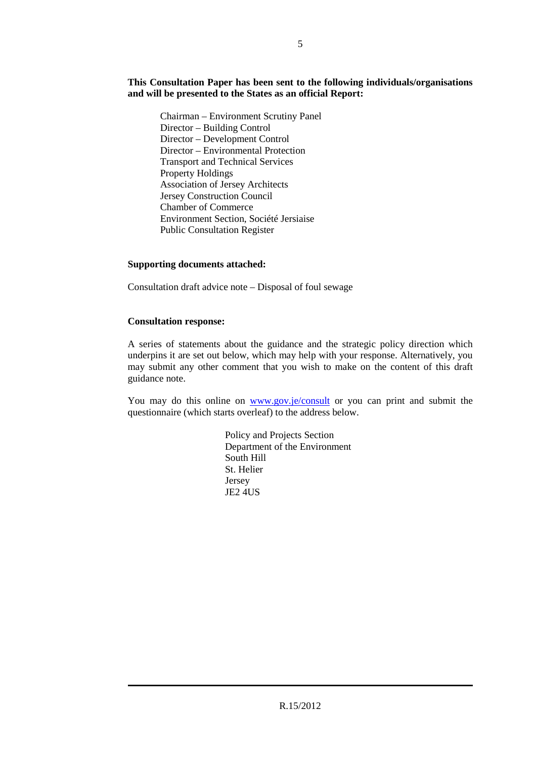**This Consultation Paper has been sent to the following individuals/organisations and will be presented to the States as an official Report:**

Chairman – Environment Scrutiny Panel
Director – Building Control
Director – Development Control
Director – Environmental Protection
Transport and Technical Services
Property Holdings
Association of Jersey Architects
Jersey Construction Council
Chamber of Commerce
Environment Section, Société Jersiaise
Public Consultation Register

**Supporting documents attached:**

Consultation draft advice note – Disposal of foul sewage

**Consultation response:**

A series of statements about the guidance and the strategic policy direction which underpins it are set out below, which may help with your response. Alternatively, you may submit any other comment that you wish to make on the content of this draft guidance note.

You may do this online on [www.gov.je/consult](www.gov.je/consult) or you can print and submit the questionnaire (which starts overleaf) to the address below.

Policy and Projects Section
Department of the Environment
South Hill
St. Helier
Jersey
JE2 4US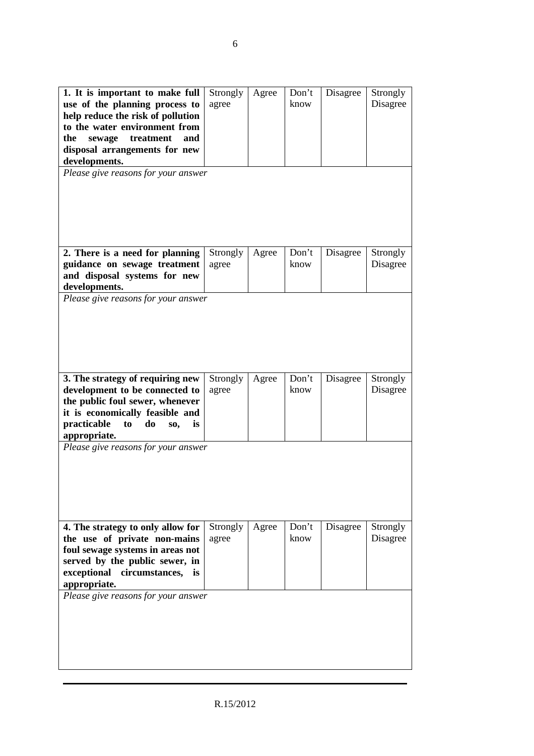| **1. It is important to make full use of the planning process to help reduce the risk of pollution to the water environment from the sewage treatment and disposal arrangements for new developments.** | Strongly agree | Agree | Don't know | Disagree | Strongly Disagree |
|---|---|---|---|---|---|
| *Please give reasons for your answer* | | | | | |

| **2. There is a need for planning guidance on sewage treatment and disposal systems for new developments.** | Strongly agree | Agree | Don't know | Disagree | Strongly Disagree |
|---|---|---|---|---|---|
| *Please give reasons for your answer* | | | | | |

| **3. The strategy of requiring new development to be connected to the public foul sewer, whenever it is economically feasible and practicable to do so, is appropriate.** | Strongly agree | Agree | Don't know | Disagree | Strongly Disagree |
|---|---|---|---|---|---|
| *Please give reasons for your answer* | | | | | |

| **4. The strategy to only allow for the use of private non-mains foul sewage systems in areas not served by the public sewer, in exceptional circumstances, is appropriate.** | Strongly agree | Agree | Don't know | Disagree | Strongly Disagree |
|---|---|---|---|---|---|
| *Please give reasons for your answer* | | | | | |

R.15/2012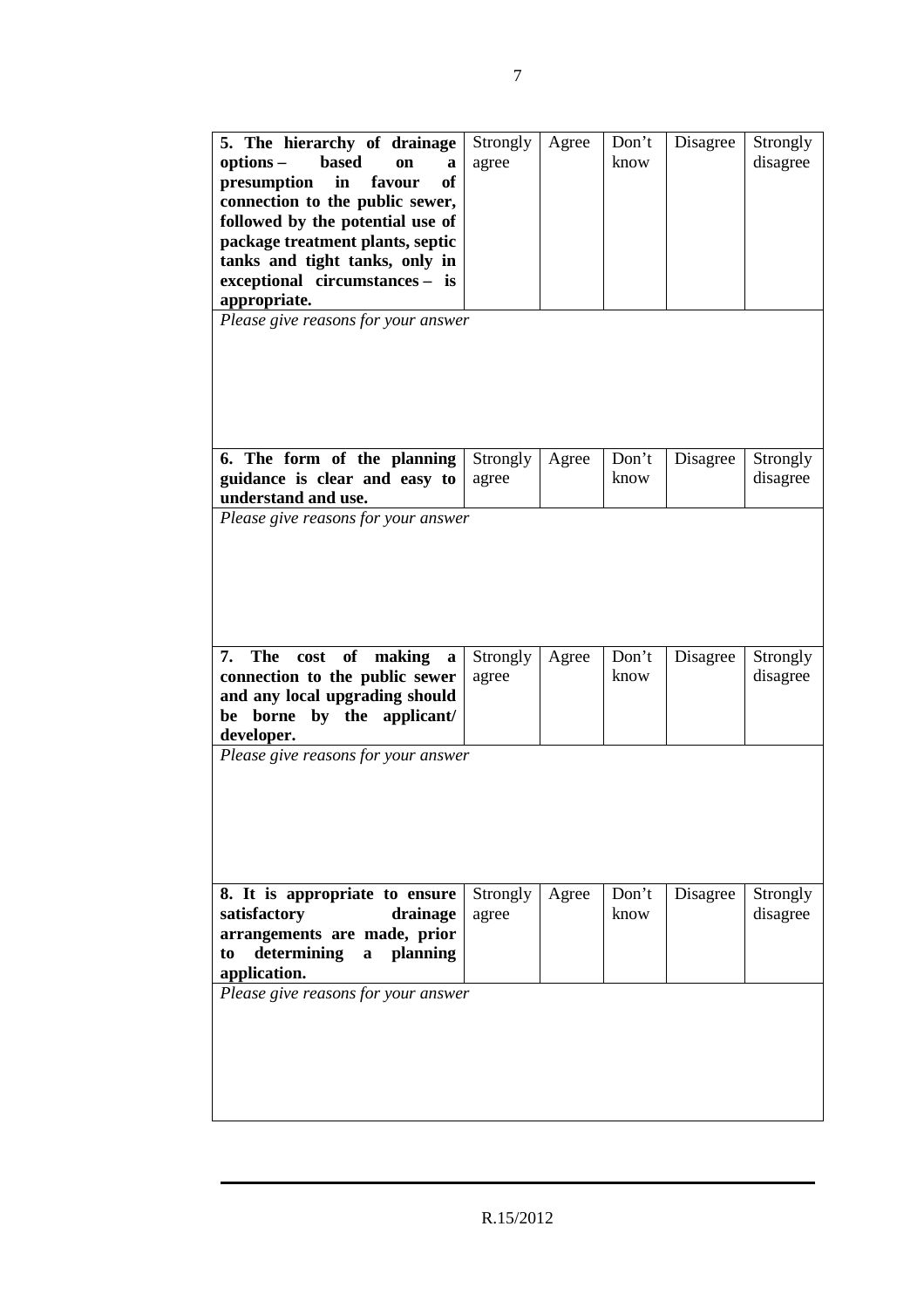| **5. The hierarchy of drainage options – based on a presumption in favour of connection to the public sewer, followed by the potential use of package treatment plants, septic tanks and tight tanks, only in exceptional circumstances – is appropriate.** | Strongly agree | Agree | Don't know | Disagree | Strongly disagree |
|---|---|---|---|---|---|
| *Please give reasons for your answer* | | | | | |

| **6. The form of the planning guidance is clear and easy to understand and use.** | Strongly agree | Agree | Don't know | Disagree | Strongly disagree |
|---|---|---|---|---|---|
| *Please give reasons for your answer* | | | | | |

| **7. The cost of making a connection to the public sewer and any local upgrading should be borne by the applicant/ developer.** | Strongly agree | Agree | Don't know | Disagree | Strongly disagree |
|---|---|---|---|---|---|
| *Please give reasons for your answer* | | | | | |

| **8. It is appropriate to ensure satisfactory drainage arrangements are made, prior to determining a planning application.** | Strongly agree | Agree | Don't know | Disagree | Strongly disagree |
|---|---|---|---|---|---|
| *Please give reasons for your answer* | | | | | |

R.15/2012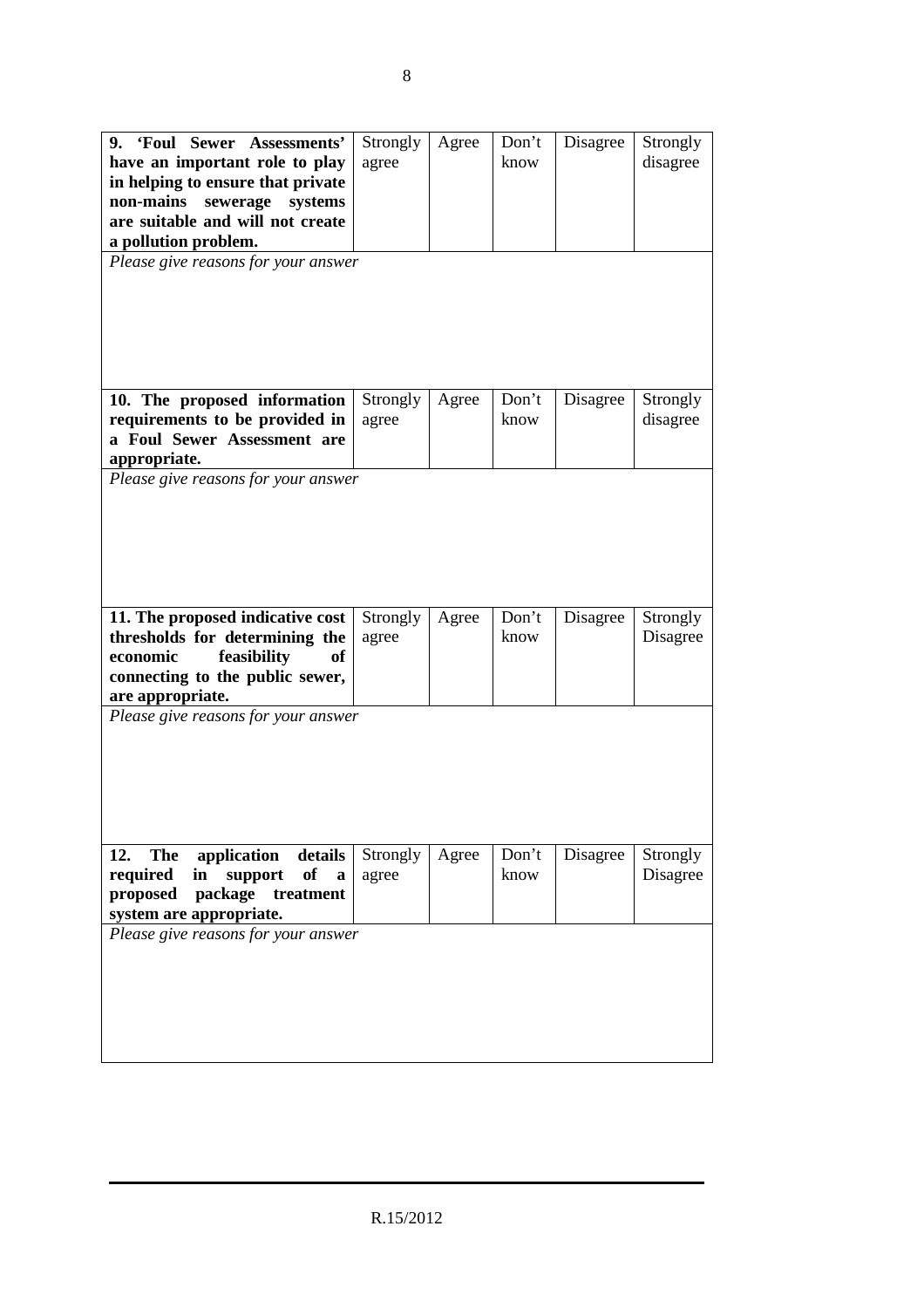| **9. 'Foul Sewer Assessments' have an important role to play in helping to ensure that private non-mains sewerage systems are suitable and will not create a pollution problem.** | Strongly agree | Agree | Don't know | Disagree | Strongly disagree |
|---|---|---|---|---|---|
| *Please give reasons for your answer* | | | | | |

| **10. The proposed information requirements to be provided in a Foul Sewer Assessment are appropriate.** | Strongly agree | Agree | Don't know | Disagree | Strongly disagree |
|---|---|---|---|---|---|
| *Please give reasons for your answer* | | | | | |

| **11. The proposed indicative cost thresholds for determining the economic feasibility of connecting to the public sewer, are appropriate.** | Strongly agree | Agree | Don't know | Disagree | Strongly Disagree |
|---|---|---|---|---|---|
| *Please give reasons for your answer* | | | | | |

| **12. The application details required in support of a proposed package treatment system are appropriate.** | Strongly agree | Agree | Don't know | Disagree | Strongly Disagree |
|---|---|---|---|---|---|
| *Please give reasons for your answer* | | | | | |

R.15/2012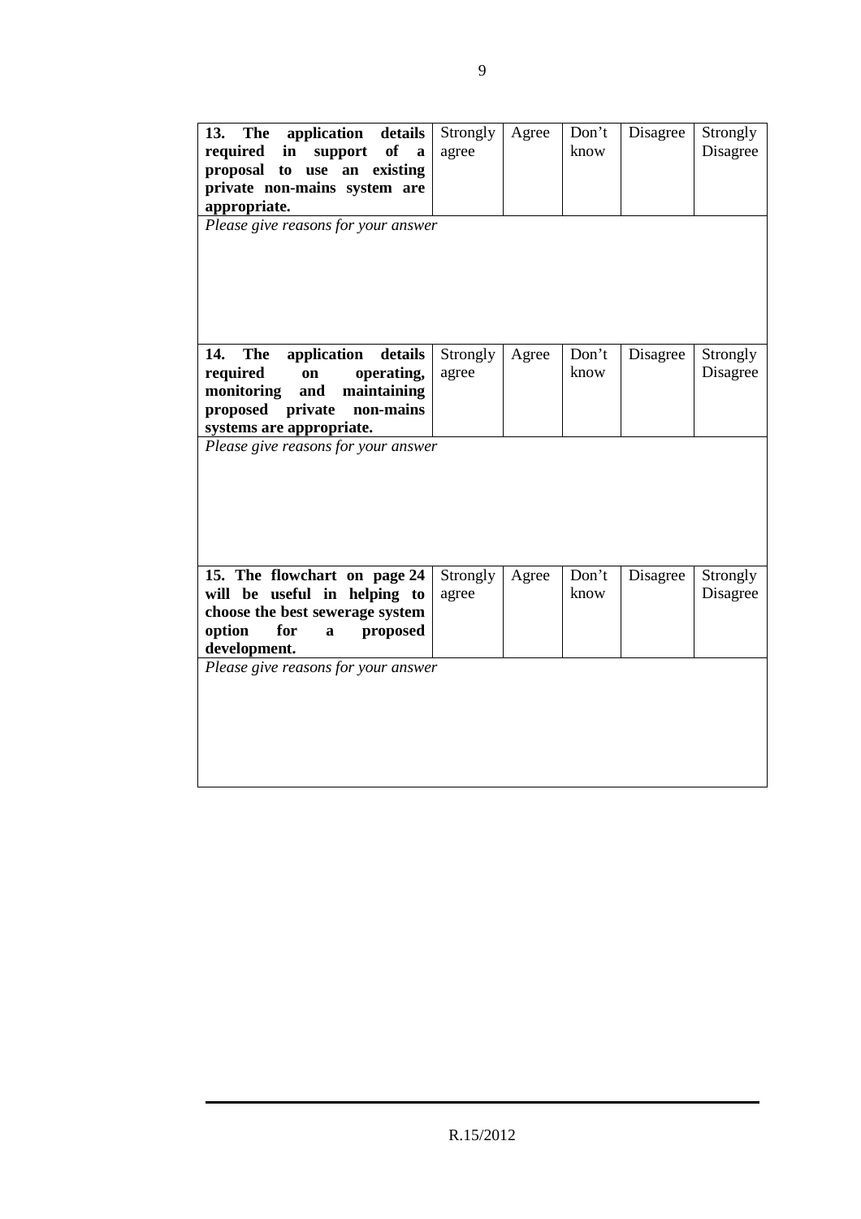| **13. The application details required in support of a proposal to use an existing private non-mains system are appropriate.** | Strongly agree | Agree | Don't know | Disagree | Strongly Disagree |
|---|---|---|---|---|---|
| *Please give reasons for your answer* | | | | | |

| **14. The application details required on operating, monitoring and maintaining proposed private non-mains systems are appropriate.** | Strongly agree | Agree | Don't know | Disagree | Strongly Disagree |
|---|---|---|---|---|---|
| *Please give reasons for your answer* | | | | | |

| **15. The flowchart on page 24 will be useful in helping to choose the best sewerage system option for a proposed development.** | Strongly agree | Agree | Don't know | Disagree | Strongly Disagree |
|---|---|---|---|---|---|
| *Please give reasons for your answer* | | | | | |

R.15/2012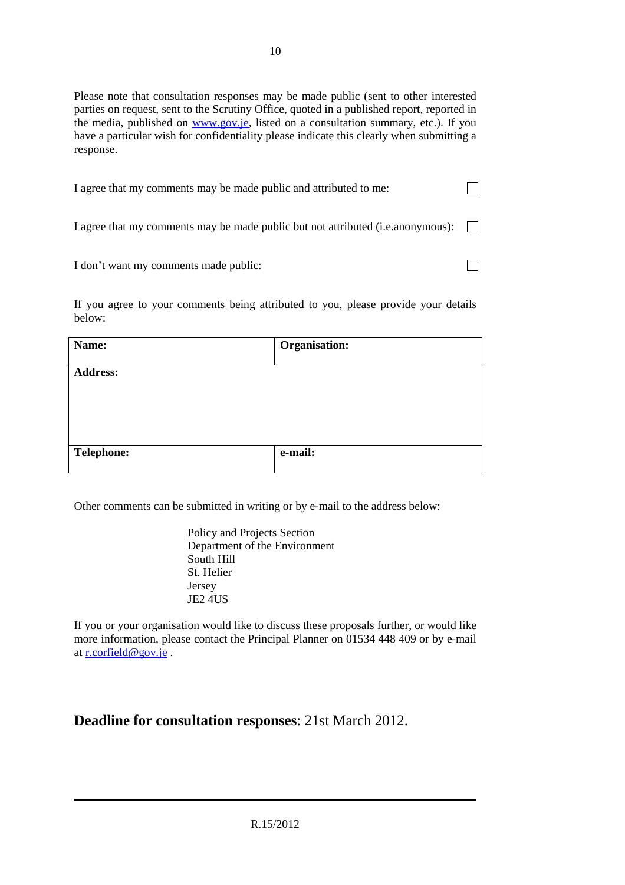Please note that consultation responses may be made public (sent to other interested parties on request, sent to the Scrutiny Office, quoted in a published report, reported in the media, published on www.gov.je, listed on a consultation summary, etc.). If you have a particular wish for confidentiality please indicate this clearly when submitting a response.

I agree that my comments may be made public and attributed to me: ☐

I agree that my comments may be made public but not attributed (i.e.anonymous): ☐

I don't want my comments made public: ☐

If you agree to your comments being attributed to you, please provide your details below:

| **Name:** | **Organisation:** |
|---|---|
| **Address:** | |
| **Telephone:** | **e-mail:** |

Other comments can be submitted in writing or by e-mail to the address below:

Policy and Projects Section
Department of the Environment
South Hill
St. Helier
Jersey
JE2 4US

If you or your organisation would like to discuss these proposals further, or would like more information, please contact the Principal Planner on 01534 448 409 or by e-mail at r.corfield@gov.je .

**Deadline for consultation responses**: 21st March 2012.

R.15/2012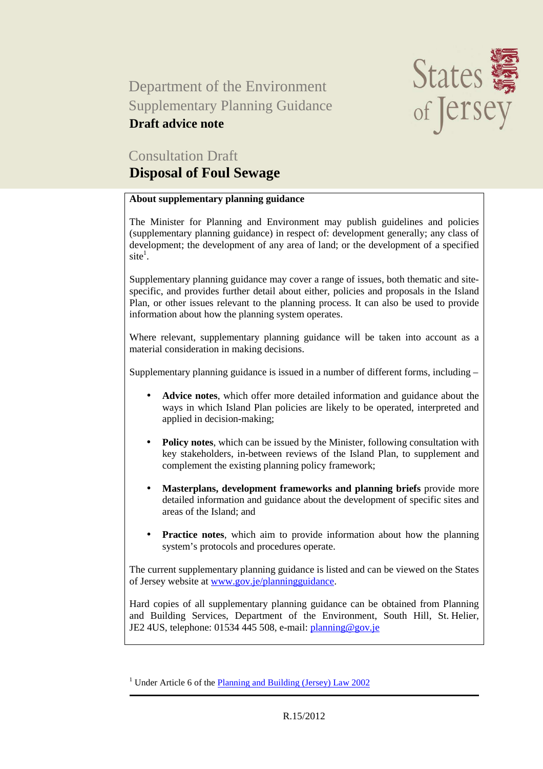Department of the Environment
Supplementary Planning Guidance
**Draft advice note**

States of Jersey

Consultation Draft

# Disposal of Foul Sewage

**About supplementary planning guidance**

The Minister for Planning and Environment may publish guidelines and policies (supplementary planning guidance) in respect of: development generally; any class of development; the development of any area of land; or the development of a specified site[1].

Supplementary planning guidance may cover a range of issues, both thematic and site-specific, and provides further detail about either, policies and proposals in the Island Plan, or other issues relevant to the planning process. It can also be used to provide information about how the planning system operates.

Where relevant, supplementary planning guidance will be taken into account as a material consideration in making decisions.

Supplementary planning guidance is issued in a number of different forms, including –

- **Advice notes**, which offer more detailed information and guidance about the ways in which Island Plan policies are likely to be operated, interpreted and applied in decision-making;
- **Policy notes**, which can be issued by the Minister, following consultation with key stakeholders, in-between reviews of the Island Plan, to supplement and complement the existing planning policy framework;
- **Masterplans, development frameworks and planning briefs** provide more detailed information and guidance about the development of specific sites and areas of the Island; and
- **Practice notes**, which aim to provide information about how the planning system's protocols and procedures operate.

The current supplementary planning guidance is listed and can be viewed on the States of Jersey website at www.gov.je/planningguidance.

Hard copies of all supplementary planning guidance can be obtained from Planning and Building Services, Department of the Environment, South Hill, St. Helier, JE2 4US, telephone: 01534 445 508, e-mail: planning@gov.je

[1] Under Article 6 of the Planning and Building (Jersey) Law 2002

R.15/2012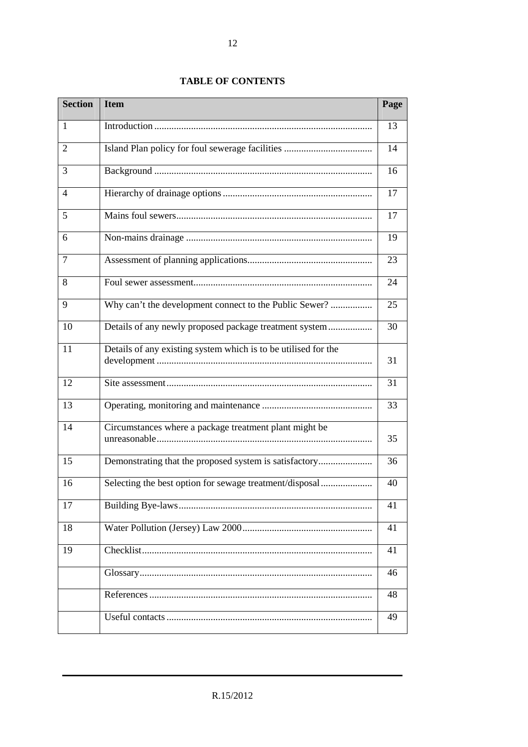**TABLE OF CONTENTS**

| Section | Item | Page |
|---|---|---|
| 1 | Introduction | 13 |
| 2 | Island Plan policy for foul sewerage facilities | 14 |
| 3 | Background | 16 |
| 4 | Hierarchy of drainage options | 17 |
| 5 | Mains foul sewers | 17 |
| 6 | Non-mains drainage | 19 |
| 7 | Assessment of planning applications | 23 |
| 8 | Foul sewer assessment | 24 |
| 9 | Why can't the development connect to the Public Sewer? | 25 |
| 10 | Details of any newly proposed package treatment system | 30 |
| 11 | Details of any existing system which is to be utilised for the development | 31 |
| 12 | Site assessment | 31 |
| 13 | Operating, monitoring and maintenance | 33 |
| 14 | Circumstances where a package treatment plant might be unreasonable | 35 |
| 15 | Demonstrating that the proposed system is satisfactory | 36 |
| 16 | Selecting the best option for sewage treatment/disposal | 40 |
| 17 | Building Bye-laws | 41 |
| 18 | Water Pollution (Jersey) Law 2000 | 41 |
| 19 | Checklist | 41 |
| | Glossary | 46 |
| | References | 48 |
| | Useful contacts | 49 |

R.15/2012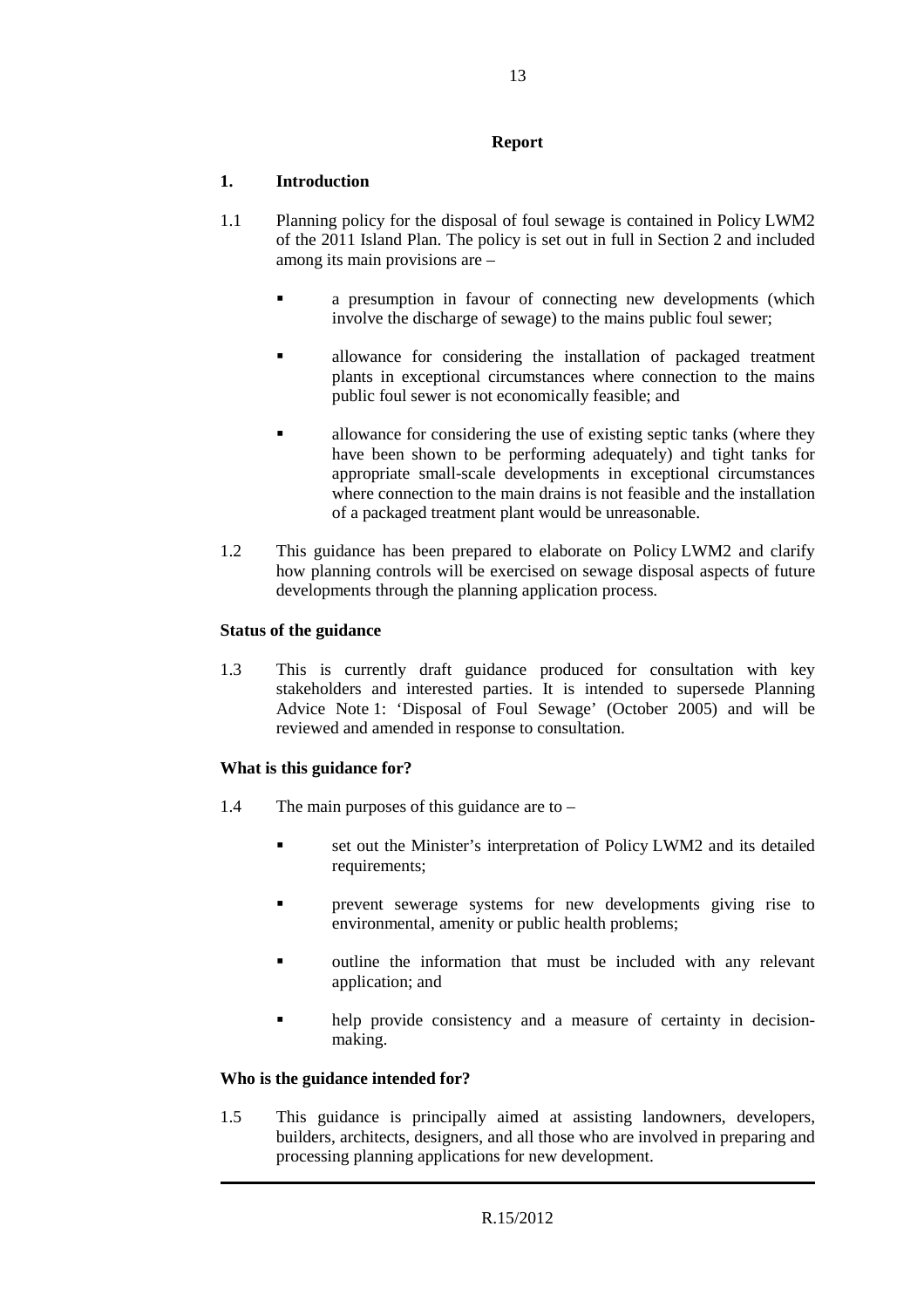## Report

### 1. Introduction

1.1 Planning policy for the disposal of foul sewage is contained in Policy LWM2 of the 2011 Island Plan. The policy is set out in full in Section 2 and included among its main provisions are –

- a presumption in favour of connecting new developments (which involve the discharge of sewage) to the mains public foul sewer;
- allowance for considering the installation of packaged treatment plants in exceptional circumstances where connection to the mains public foul sewer is not economically feasible; and
- allowance for considering the use of existing septic tanks (where they have been shown to be performing adequately) and tight tanks for appropriate small-scale developments in exceptional circumstances where connection to the main drains is not feasible and the installation of a packaged treatment plant would be unreasonable.

1.2 This guidance has been prepared to elaborate on Policy LWM2 and clarify how planning controls will be exercised on sewage disposal aspects of future developments through the planning application process.

**Status of the guidance**

1.3 This is currently draft guidance produced for consultation with key stakeholders and interested parties. It is intended to supersede Planning Advice Note 1: 'Disposal of Foul Sewage' (October 2005) and will be reviewed and amended in response to consultation.

**What is this guidance for?**

1.4 The main purposes of this guidance are to –

- set out the Minister's interpretation of Policy LWM2 and its detailed requirements;
- prevent sewerage systems for new developments giving rise to environmental, amenity or public health problems;
- outline the information that must be included with any relevant application; and
- help provide consistency and a measure of certainty in decision-making.

**Who is the guidance intended for?**

1.5 This guidance is principally aimed at assisting landowners, developers, builders, architects, designers, and all those who are involved in preparing and processing planning applications for new development.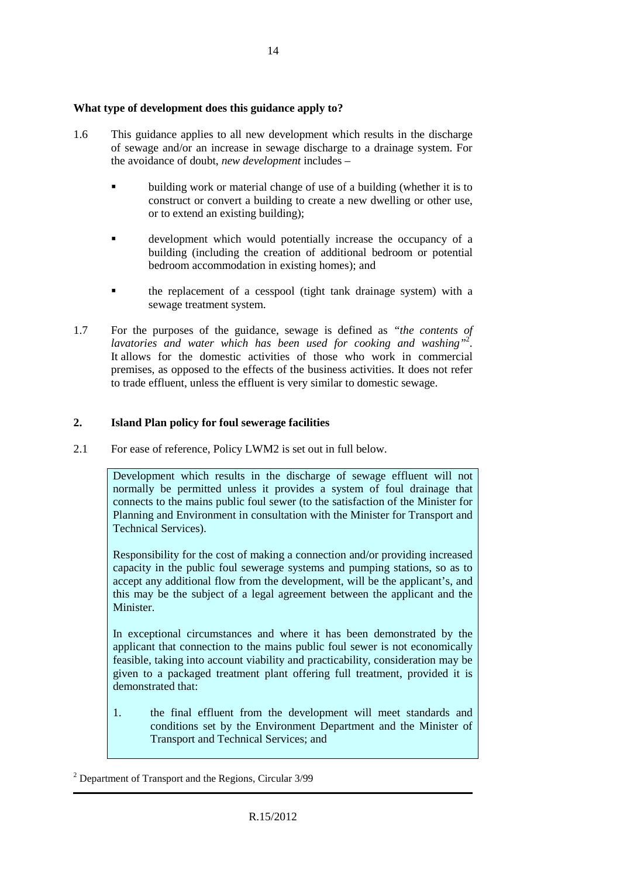**What type of development does this guidance apply to?**

1.6 This guidance applies to all new development which results in the discharge of sewage and/or an increase in sewage discharge to a drainage system. For the avoidance of doubt, *new development* includes –

- building work or material change of use of a building (whether it is to construct or convert a building to create a new dwelling or other use, or to extend an existing building);
- development which would potentially increase the occupancy of a building (including the creation of additional bedroom or potential bedroom accommodation in existing homes); and
- the replacement of a cesspool (tight tank drainage system) with a sewage treatment system.

1.7 For the purposes of the guidance, sewage is defined as "*the contents of lavatories and water which has been used for cooking and washing*"[2]. It allows for the domestic activities of those who work in commercial premises, as opposed to the effects of the business activities. It does not refer to trade effluent, unless the effluent is very similar to domestic sewage.

## 2. Island Plan policy for foul sewerage facilities

2.1 For ease of reference, Policy LWM2 is set out in full below.

> Development which results in the discharge of sewage effluent will not normally be permitted unless it provides a system of foul drainage that connects to the mains public foul sewer (to the satisfaction of the Minister for Planning and Environment in consultation with the Minister for Transport and Technical Services).
>
> Responsibility for the cost of making a connection and/or providing increased capacity in the public foul sewerage systems and pumping stations, so as to accept any additional flow from the development, will be the applicant's, and this may be the subject of a legal agreement between the applicant and the Minister.
>
> In exceptional circumstances and where it has been demonstrated by the applicant that connection to the mains public foul sewer is not economically feasible, taking into account viability and practicability, consideration may be given to a packaged treatment plant offering full treatment, provided it is demonstrated that:
>
> 1. the final effluent from the development will meet standards and conditions set by the Environment Department and the Minister of Transport and Technical Services; and

[2] Department of Transport and the Regions, Circular 3/99

R.15/2012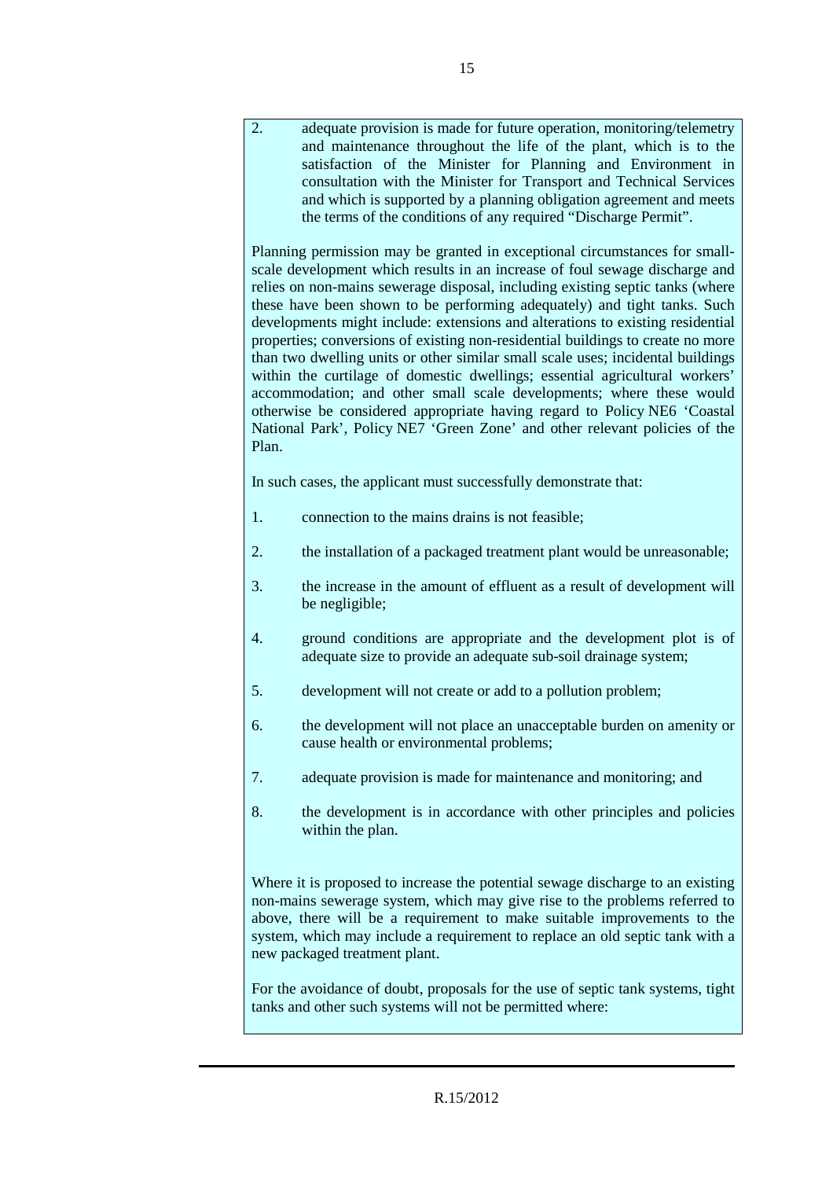2. adequate provision is made for future operation, monitoring/telemetry and maintenance throughout the life of the plant, which is to the satisfaction of the Minister for Planning and Environment in consultation with the Minister for Transport and Technical Services and which is supported by a planning obligation agreement and meets the terms of the conditions of any required "Discharge Permit".

Planning permission may be granted in exceptional circumstances for small-scale development which results in an increase of foul sewage discharge and relies on non-mains sewerage disposal, including existing septic tanks (where these have been shown to be performing adequately) and tight tanks. Such developments might include: extensions and alterations to existing residential properties; conversions of existing non-residential buildings to create no more than two dwelling units or other similar small scale uses; incidental buildings within the curtilage of domestic dwellings; essential agricultural workers' accommodation; and other small scale developments; where these would otherwise be considered appropriate having regard to Policy NE6 'Coastal National Park', Policy NE7 'Green Zone' and other relevant policies of the Plan.

In such cases, the applicant must successfully demonstrate that:

1. connection to the mains drains is not feasible;
2. the installation of a packaged treatment plant would be unreasonable;
3. the increase in the amount of effluent as a result of development will be negligible;
4. ground conditions are appropriate and the development plot is of adequate size to provide an adequate sub-soil drainage system;
5. development will not create or add to a pollution problem;
6. the development will not place an unacceptable burden on amenity or cause health or environmental problems;
7. adequate provision is made for maintenance and monitoring; and
8. the development is in accordance with other principles and policies within the plan.

Where it is proposed to increase the potential sewage discharge to an existing non-mains sewerage system, which may give rise to the problems referred to above, there will be a requirement to make suitable improvements to the system, which may include a requirement to replace an old septic tank with a new packaged treatment plant.

For the avoidance of doubt, proposals for the use of septic tank systems, tight tanks and other such systems will not be permitted where: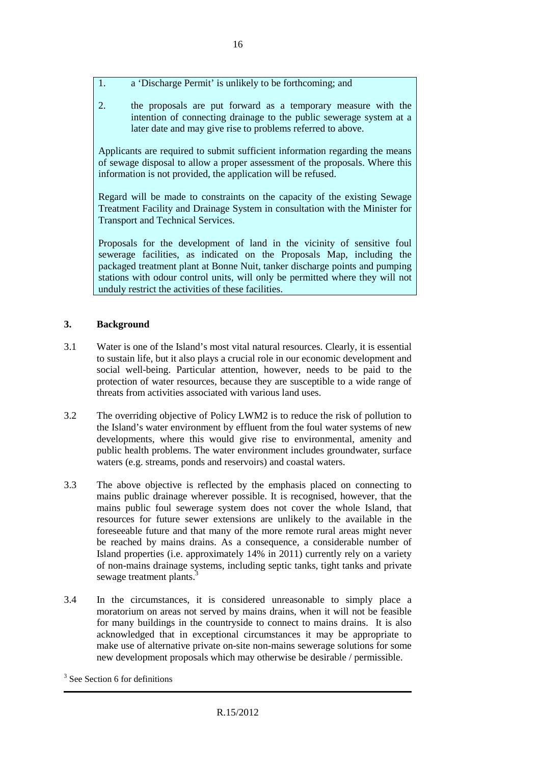1. a 'Discharge Permit' is unlikely to be forthcoming; and

2. the proposals are put forward as a temporary measure with the intention of connecting drainage to the public sewerage system at a later date and may give rise to problems referred to above.

Applicants are required to submit sufficient information regarding the means of sewage disposal to allow a proper assessment of the proposals. Where this information is not provided, the application will be refused.

Regard will be made to constraints on the capacity of the existing Sewage Treatment Facility and Drainage System in consultation with the Minister for Transport and Technical Services.

Proposals for the development of land in the vicinity of sensitive foul sewerage facilities, as indicated on the Proposals Map, including the packaged treatment plant at Bonne Nuit, tanker discharge points and pumping stations with odour control units, will only be permitted where they will not unduly restrict the activities of these facilities.

## 3. Background

3.1 Water is one of the Island's most vital natural resources. Clearly, it is essential to sustain life, but it also plays a crucial role in our economic development and social well-being. Particular attention, however, needs to be paid to the protection of water resources, because they are susceptible to a wide range of threats from activities associated with various land uses.

3.2 The overriding objective of Policy LWM2 is to reduce the risk of pollution to the Island's water environment by effluent from the foul water systems of new developments, where this would give rise to environmental, amenity and public health problems. The water environment includes groundwater, surface waters (e.g. streams, ponds and reservoirs) and coastal waters.

3.3 The above objective is reflected by the emphasis placed on connecting to mains public drainage wherever possible. It is recognised, however, that the mains public foul sewerage system does not cover the whole Island, that resources for future sewer extensions are unlikely to the available in the foreseeable future and that many of the more remote rural areas might never be reached by mains drains. As a consequence, a considerable number of Island properties (i.e. approximately 14% in 2011) currently rely on a variety of non-mains drainage systems, including septic tanks, tight tanks and private sewage treatment plants.[3]

3.4 In the circumstances, it is considered unreasonable to simply place a moratorium on areas not served by mains drains, when it will not be feasible for many buildings in the countryside to connect to mains drains. It is also acknowledged that in exceptional circumstances it may be appropriate to make use of alternative private on-site non-mains sewerage solutions for some new development proposals which may otherwise be desirable / permissible.

[3] See Section 6 for definitions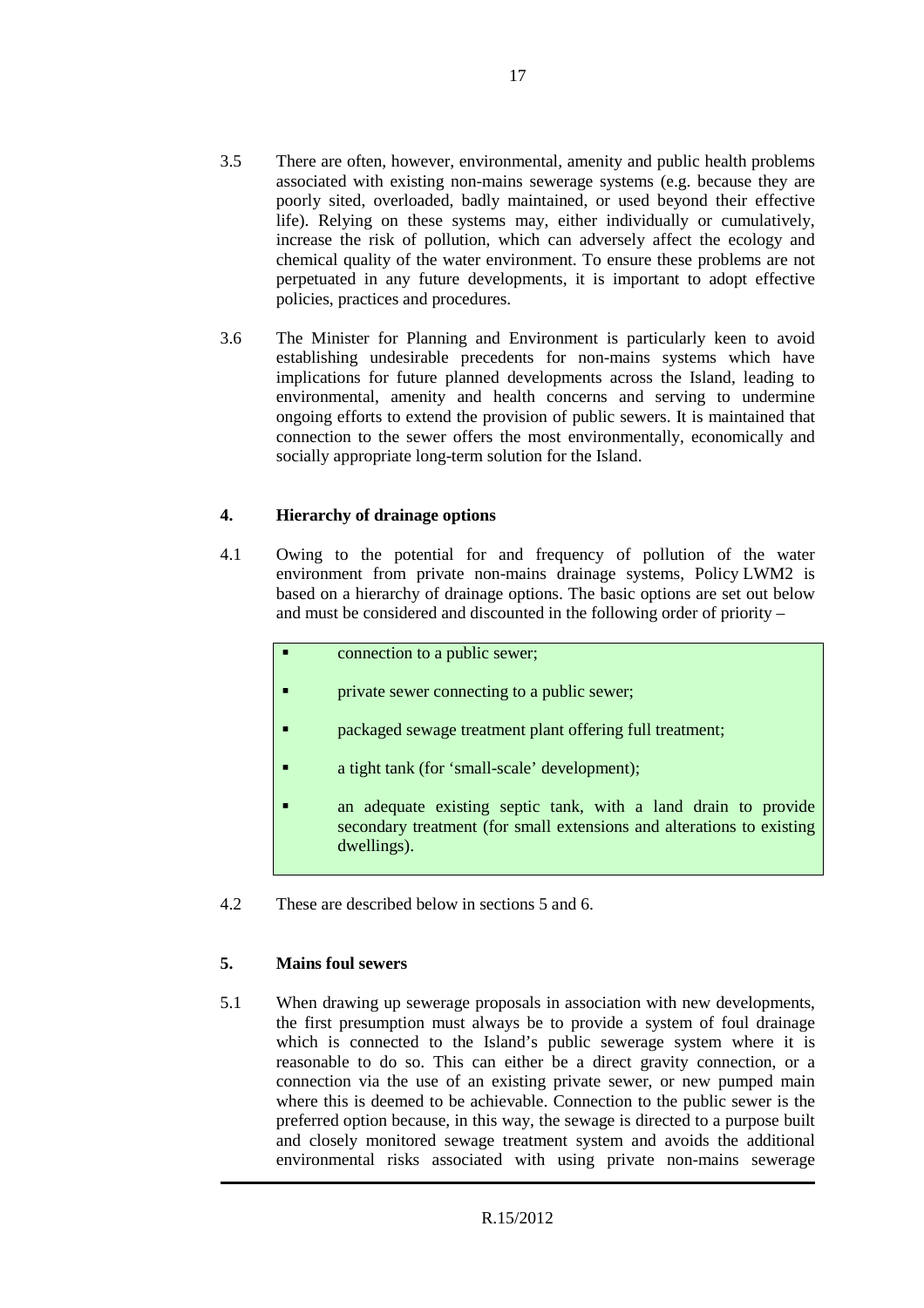3.5 There are often, however, environmental, amenity and public health problems associated with existing non-mains sewerage systems (e.g. because they are poorly sited, overloaded, badly maintained, or used beyond their effective life). Relying on these systems may, either individually or cumulatively, increase the risk of pollution, which can adversely affect the ecology and chemical quality of the water environment. To ensure these problems are not perpetuated in any future developments, it is important to adopt effective policies, practices and procedures.

3.6 The Minister for Planning and Environment is particularly keen to avoid establishing undesirable precedents for non-mains systems which have implications for future planned developments across the Island, leading to environmental, amenity and health concerns and serving to undermine ongoing efforts to extend the provision of public sewers. It is maintained that connection to the sewer offers the most environmentally, economically and socially appropriate long-term solution for the Island.

## 4. Hierarchy of drainage options

4.1 Owing to the potential for and frequency of pollution of the water environment from private non-mains drainage systems, Policy LWM2 is based on a hierarchy of drainage options. The basic options are set out below and must be considered and discounted in the following order of priority –

- connection to a public sewer;
- private sewer connecting to a public sewer;
- packaged sewage treatment plant offering full treatment;
- a tight tank (for 'small-scale' development);
- an adequate existing septic tank, with a land drain to provide secondary treatment (for small extensions and alterations to existing dwellings).

4.2 These are described below in sections 5 and 6.

## 5. Mains foul sewers

5.1 When drawing up sewerage proposals in association with new developments, the first presumption must always be to provide a system of foul drainage which is connected to the Island's public sewerage system where it is reasonable to do so. This can either be a direct gravity connection, or a connection via the use of an existing private sewer, or new pumped main where this is deemed to be achievable. Connection to the public sewer is the preferred option because, in this way, the sewage is directed to a purpose built and closely monitored sewage treatment system and avoids the additional environmental risks associated with using private non-mains sewerage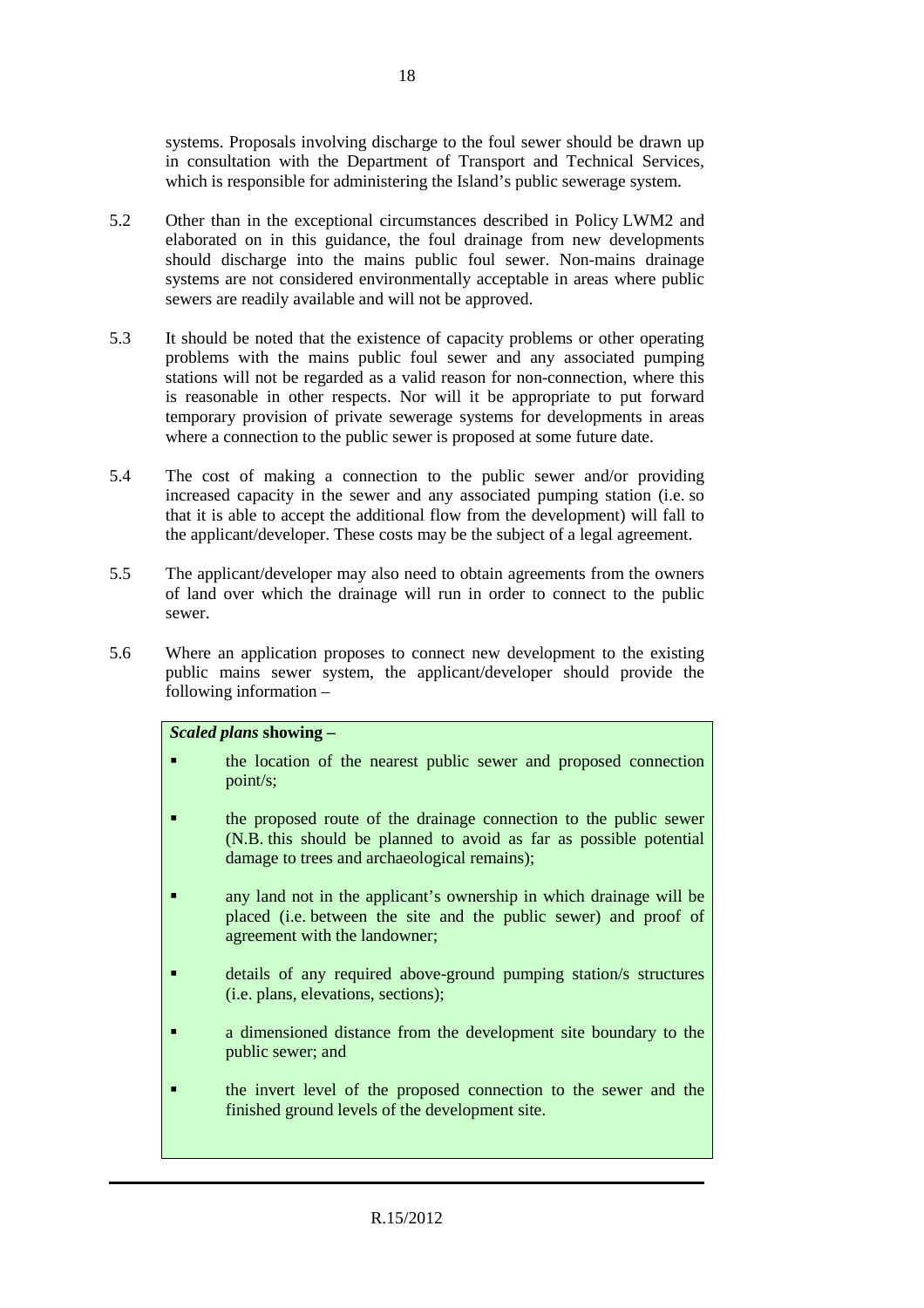systems. Proposals involving discharge to the foul sewer should be drawn up in consultation with the Department of Transport and Technical Services, which is responsible for administering the Island's public sewerage system.

5.2 Other than in the exceptional circumstances described in Policy LWM2 and elaborated on in this guidance, the foul drainage from new developments should discharge into the mains public foul sewer. Non-mains drainage systems are not considered environmentally acceptable in areas where public sewers are readily available and will not be approved.

5.3 It should be noted that the existence of capacity problems or other operating problems with the mains public foul sewer and any associated pumping stations will not be regarded as a valid reason for non-connection, where this is reasonable in other respects. Nor will it be appropriate to put forward temporary provision of private sewerage systems for developments in areas where a connection to the public sewer is proposed at some future date.

5.4 The cost of making a connection to the public sewer and/or providing increased capacity in the sewer and any associated pumping station (i.e. so that it is able to accept the additional flow from the development) will fall to the applicant/developer. These costs may be the subject of a legal agreement.

5.5 The applicant/developer may also need to obtain agreements from the owners of land over which the drainage will run in order to connect to the public sewer.

5.6 Where an application proposes to connect new development to the existing public mains sewer system, the applicant/developer should provide the following information –

***Scaled plans* showing –**

- the location of the nearest public sewer and proposed connection point/s;
- the proposed route of the drainage connection to the public sewer (N.B. this should be planned to avoid as far as possible potential damage to trees and archaeological remains);
- any land not in the applicant's ownership in which drainage will be placed (i.e. between the site and the public sewer) and proof of agreement with the landowner;
- details of any required above-ground pumping station/s structures (i.e. plans, elevations, sections);
- a dimensioned distance from the development site boundary to the public sewer; and
- the invert level of the proposed connection to the sewer and the finished ground levels of the development site.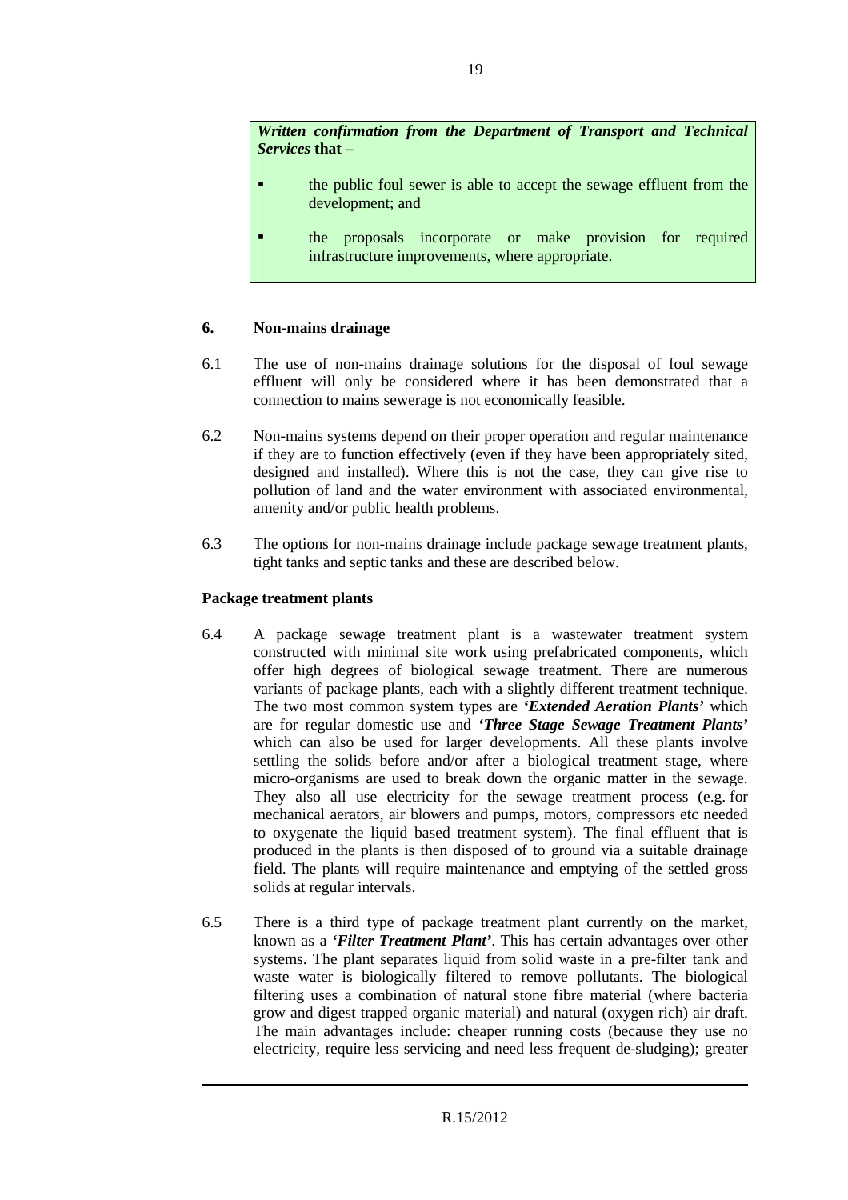***Written confirmation from the Department of Transport and Technical Services* that –**

- the public foul sewer is able to accept the sewage effluent from the development; and
- the proposals incorporate or make provision for required infrastructure improvements, where appropriate.

**6. Non-mains drainage**

6.1 The use of non-mains drainage solutions for the disposal of foul sewage effluent will only be considered where it has been demonstrated that a connection to mains sewerage is not economically feasible.

6.2 Non-mains systems depend on their proper operation and regular maintenance if they are to function effectively (even if they have been appropriately sited, designed and installed). Where this is not the case, they can give rise to pollution of land and the water environment with associated environmental, amenity and/or public health problems.

6.3 The options for non-mains drainage include package sewage treatment plants, tight tanks and septic tanks and these are described below.

**Package treatment plants**

6.4 A package sewage treatment plant is a wastewater treatment system constructed with minimal site work using prefabricated components, which offer high degrees of biological sewage treatment. There are numerous variants of package plants, each with a slightly different treatment technique. The two most common system types are ***'Extended Aeration Plants'*** which are for regular domestic use and ***'Three Stage Sewage Treatment Plants'*** which can also be used for larger developments. All these plants involve settling the solids before and/or after a biological treatment stage, where micro-organisms are used to break down the organic matter in the sewage. They also all use electricity for the sewage treatment process (e.g. for mechanical aerators, air blowers and pumps, motors, compressors etc needed to oxygenate the liquid based treatment system). The final effluent that is produced in the plants is then disposed of to ground via a suitable drainage field. The plants will require maintenance and emptying of the settled gross solids at regular intervals.

6.5 There is a third type of package treatment plant currently on the market, known as a ***'Filter Treatment Plant'***. This has certain advantages over other systems. The plant separates liquid from solid waste in a pre-filter tank and waste water is biologically filtered to remove pollutants. The biological filtering uses a combination of natural stone fibre material (where bacteria grow and digest trapped organic material) and natural (oxygen rich) air draft. The main advantages include: cheaper running costs (because they use no electricity, require less servicing and need less frequent de-sludging); greater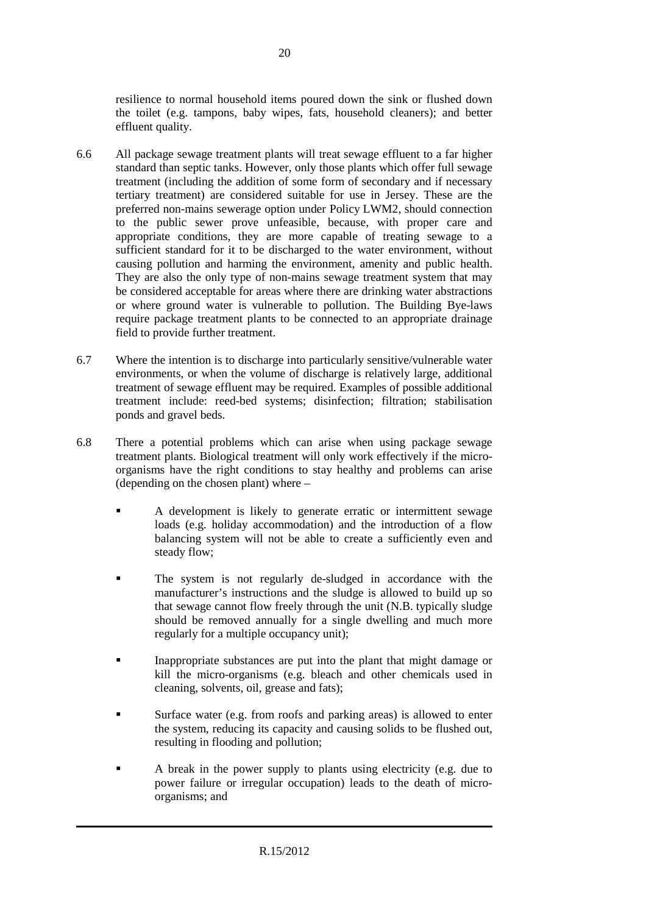resilience to normal household items poured down the sink or flushed down the toilet (e.g. tampons, baby wipes, fats, household cleaners); and better effluent quality.

6.6 All package sewage treatment plants will treat sewage effluent to a far higher standard than septic tanks. However, only those plants which offer full sewage treatment (including the addition of some form of secondary and if necessary tertiary treatment) are considered suitable for use in Jersey. These are the preferred non-mains sewerage option under Policy LWM2, should connection to the public sewer prove unfeasible, because, with proper care and appropriate conditions, they are more capable of treating sewage to a sufficient standard for it to be discharged to the water environment, without causing pollution and harming the environment, amenity and public health. They are also the only type of non-mains sewage treatment system that may be considered acceptable for areas where there are drinking water abstractions or where ground water is vulnerable to pollution. The Building Bye-laws require package treatment plants to be connected to an appropriate drainage field to provide further treatment.

6.7 Where the intention is to discharge into particularly sensitive/vulnerable water environments, or when the volume of discharge is relatively large, additional treatment of sewage effluent may be required. Examples of possible additional treatment include: reed-bed systems; disinfection; filtration; stabilisation ponds and gravel beds.

6.8 There a potential problems which can arise when using package sewage treatment plants. Biological treatment will only work effectively if the micro-organisms have the right conditions to stay healthy and problems can arise (depending on the chosen plant) where –

- A development is likely to generate erratic or intermittent sewage loads (e.g. holiday accommodation) and the introduction of a flow balancing system will not be able to create a sufficiently even and steady flow;
- The system is not regularly de-sludged in accordance with the manufacturer's instructions and the sludge is allowed to build up so that sewage cannot flow freely through the unit (N.B. typically sludge should be removed annually for a single dwelling and much more regularly for a multiple occupancy unit);
- Inappropriate substances are put into the plant that might damage or kill the micro-organisms (e.g. bleach and other chemicals used in cleaning, solvents, oil, grease and fats);
- Surface water (e.g. from roofs and parking areas) is allowed to enter the system, reducing its capacity and causing solids to be flushed out, resulting in flooding and pollution;
- A break in the power supply to plants using electricity (e.g. due to power failure or irregular occupation) leads to the death of micro-organisms; and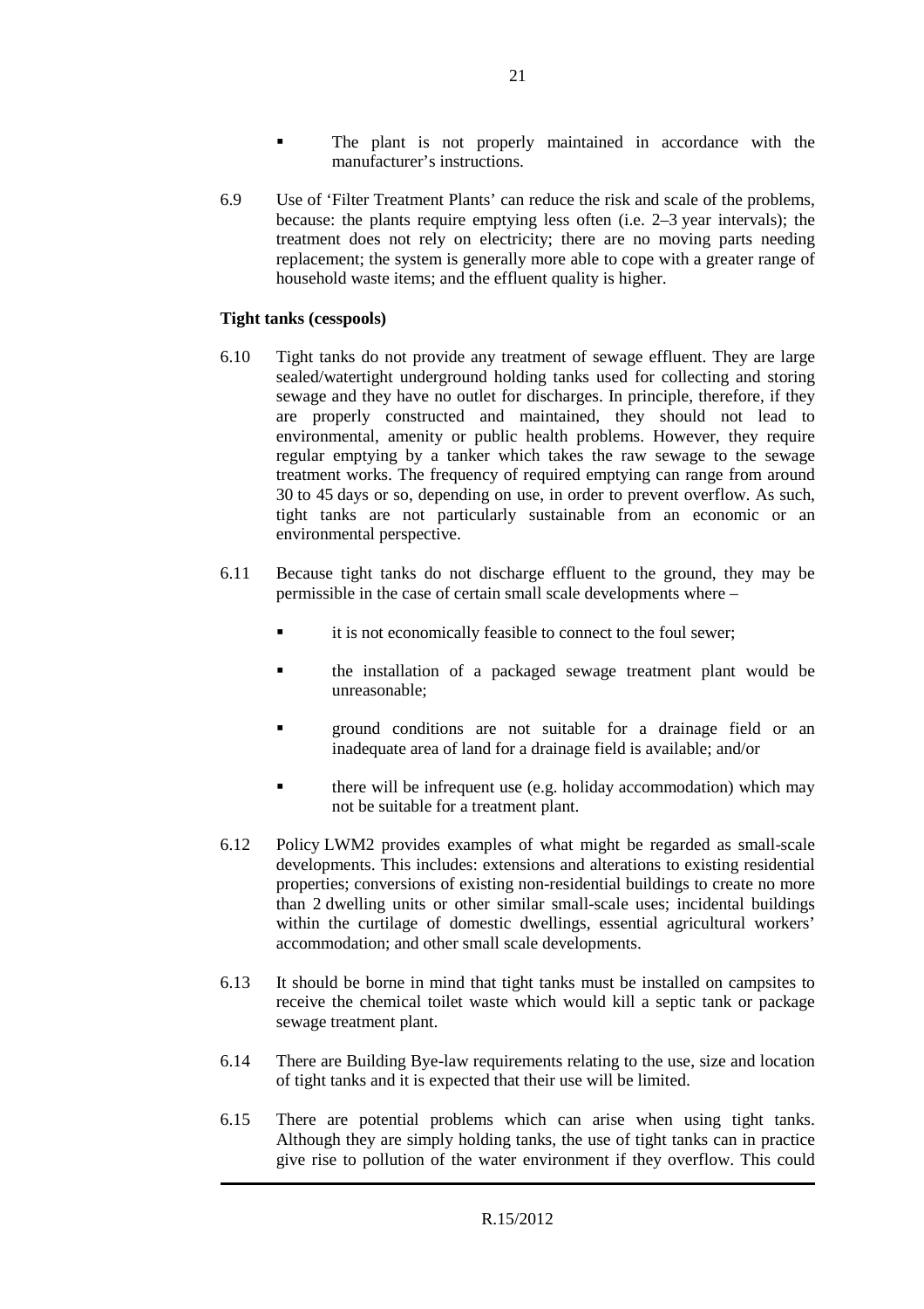- The plant is not properly maintained in accordance with the manufacturer's instructions.

6.9 Use of 'Filter Treatment Plants' can reduce the risk and scale of the problems, because: the plants require emptying less often (i.e. 2–3 year intervals); the treatment does not rely on electricity; there are no moving parts needing replacement; the system is generally more able to cope with a greater range of household waste items; and the effluent quality is higher.

**Tight tanks (cesspools)**

6.10 Tight tanks do not provide any treatment of sewage effluent. They are large sealed/watertight underground holding tanks used for collecting and storing sewage and they have no outlet for discharges. In principle, therefore, if they are properly constructed and maintained, they should not lead to environmental, amenity or public health problems. However, they require regular emptying by a tanker which takes the raw sewage to the sewage treatment works. The frequency of required emptying can range from around 30 to 45 days or so, depending on use, in order to prevent overflow. As such, tight tanks are not particularly sustainable from an economic or an environmental perspective.

6.11 Because tight tanks do not discharge effluent to the ground, they may be permissible in the case of certain small scale developments where –

- it is not economically feasible to connect to the foul sewer;
- the installation of a packaged sewage treatment plant would be unreasonable;
- ground conditions are not suitable for a drainage field or an inadequate area of land for a drainage field is available; and/or
- there will be infrequent use (e.g. holiday accommodation) which may not be suitable for a treatment plant.

6.12 Policy LWM2 provides examples of what might be regarded as small-scale developments. This includes: extensions and alterations to existing residential properties; conversions of existing non-residential buildings to create no more than 2 dwelling units or other similar small-scale uses; incidental buildings within the curtilage of domestic dwellings, essential agricultural workers' accommodation; and other small scale developments.

6.13 It should be borne in mind that tight tanks must be installed on campsites to receive the chemical toilet waste which would kill a septic tank or package sewage treatment plant.

6.14 There are Building Bye-law requirements relating to the use, size and location of tight tanks and it is expected that their use will be limited.

6.15 There are potential problems which can arise when using tight tanks. Although they are simply holding tanks, the use of tight tanks can in practice give rise to pollution of the water environment if they overflow. This could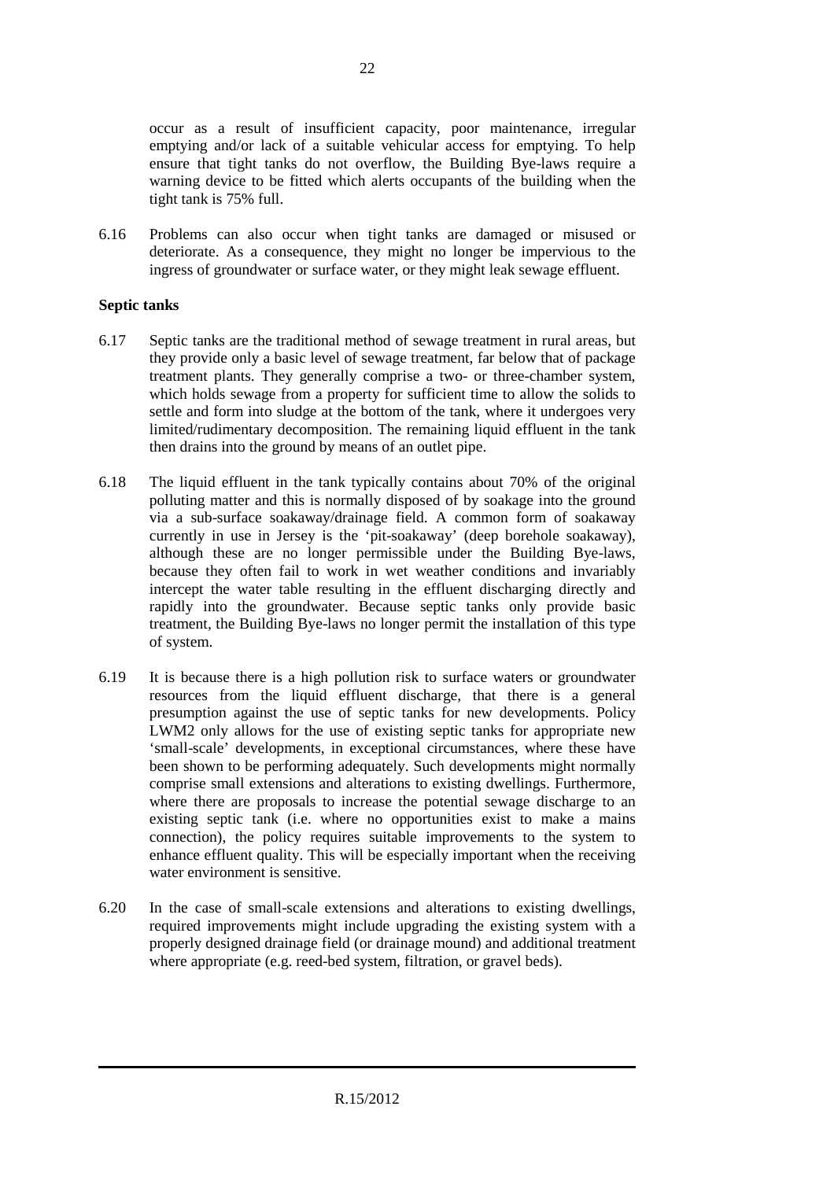occur as a result of insufficient capacity, poor maintenance, irregular emptying and/or lack of a suitable vehicular access for emptying. To help ensure that tight tanks do not overflow, the Building Bye-laws require a warning device to be fitted which alerts occupants of the building when the tight tank is 75% full.

6.16 Problems can also occur when tight tanks are damaged or misused or deteriorate. As a consequence, they might no longer be impervious to the ingress of groundwater or surface water, or they might leak sewage effluent.

**Septic tanks**

6.17 Septic tanks are the traditional method of sewage treatment in rural areas, but they provide only a basic level of sewage treatment, far below that of package treatment plants. They generally comprise a two- or three-chamber system, which holds sewage from a property for sufficient time to allow the solids to settle and form into sludge at the bottom of the tank, where it undergoes very limited/rudimentary decomposition. The remaining liquid effluent in the tank then drains into the ground by means of an outlet pipe.

6.18 The liquid effluent in the tank typically contains about 70% of the original polluting matter and this is normally disposed of by soakage into the ground via a sub-surface soakaway/drainage field. A common form of soakaway currently in use in Jersey is the 'pit-soakaway' (deep borehole soakaway), although these are no longer permissible under the Building Bye-laws, because they often fail to work in wet weather conditions and invariably intercept the water table resulting in the effluent discharging directly and rapidly into the groundwater. Because septic tanks only provide basic treatment, the Building Bye-laws no longer permit the installation of this type of system.

6.19 It is because there is a high pollution risk to surface waters or groundwater resources from the liquid effluent discharge, that there is a general presumption against the use of septic tanks for new developments. Policy LWM2 only allows for the use of existing septic tanks for appropriate new 'small-scale' developments, in exceptional circumstances, where these have been shown to be performing adequately. Such developments might normally comprise small extensions and alterations to existing dwellings. Furthermore, where there are proposals to increase the potential sewage discharge to an existing septic tank (i.e. where no opportunities exist to make a mains connection), the policy requires suitable improvements to the system to enhance effluent quality. This will be especially important when the receiving water environment is sensitive.

6.20 In the case of small-scale extensions and alterations to existing dwellings, required improvements might include upgrading the existing system with a properly designed drainage field (or drainage mound) and additional treatment where appropriate (e.g. reed-bed system, filtration, or gravel beds).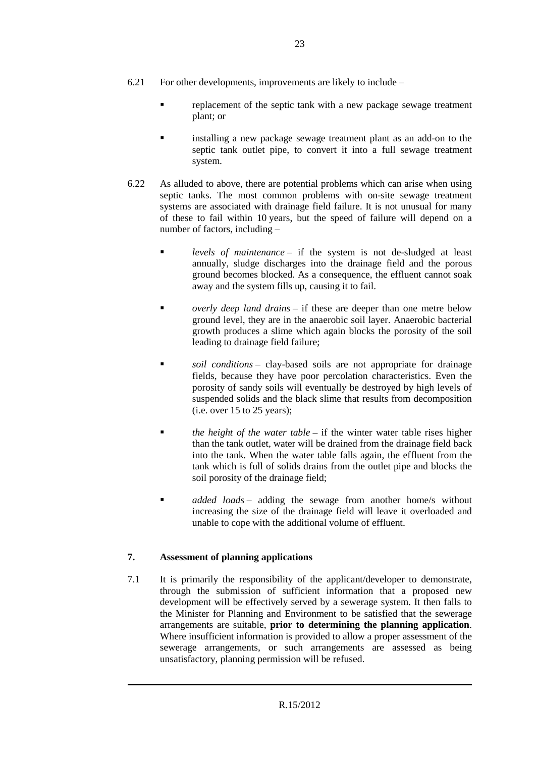6.21 For other developments, improvements are likely to include –

- replacement of the septic tank with a new package sewage treatment plant; or
- installing a new package sewage treatment plant as an add-on to the septic tank outlet pipe, to convert it into a full sewage treatment system.

6.22 As alluded to above, there are potential problems which can arise when using septic tanks. The most common problems with on-site sewage treatment systems are associated with drainage field failure. It is not unusual for many of these to fail within 10 years, but the speed of failure will depend on a number of factors, including –

- *levels of maintenance* – if the system is not de-sludged at least annually, sludge discharges into the drainage field and the porous ground becomes blocked. As a consequence, the effluent cannot soak away and the system fills up, causing it to fail.
- *overly deep land drains* – if these are deeper than one metre below ground level, they are in the anaerobic soil layer. Anaerobic bacterial growth produces a slime which again blocks the porosity of the soil leading to drainage field failure;
- *soil conditions* – clay-based soils are not appropriate for drainage fields, because they have poor percolation characteristics. Even the porosity of sandy soils will eventually be destroyed by high levels of suspended solids and the black slime that results from decomposition (i.e. over 15 to 25 years);
- *the height of the water table* – if the winter water table rises higher than the tank outlet, water will be drained from the drainage field back into the tank. When the water table falls again, the effluent from the tank which is full of solids drains from the outlet pipe and blocks the soil porosity of the drainage field;
- *added loads* – adding the sewage from another home/s without increasing the size of the drainage field will leave it overloaded and unable to cope with the additional volume of effluent.

## 7. Assessment of planning applications

7.1 It is primarily the responsibility of the applicant/developer to demonstrate, through the submission of sufficient information that a proposed new development will be effectively served by a sewerage system. It then falls to the Minister for Planning and Environment to be satisfied that the sewerage arrangements are suitable, **prior to determining the planning application**. Where insufficient information is provided to allow a proper assessment of the sewerage arrangements, or such arrangements are assessed as being unsatisfactory, planning permission will be refused.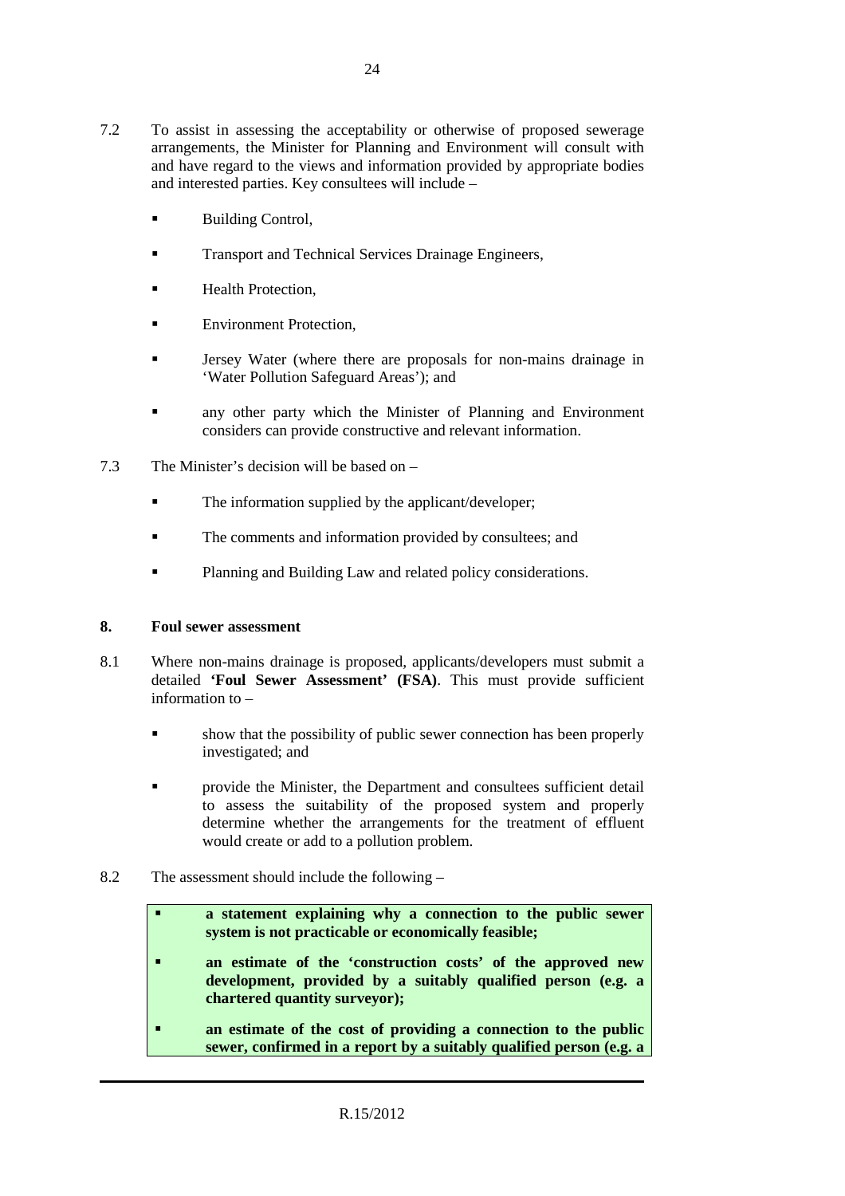7.2 To assist in assessing the acceptability or otherwise of proposed sewerage arrangements, the Minister for Planning and Environment will consult with and have regard to the views and information provided by appropriate bodies and interested parties. Key consultees will include –

- Building Control,
- Transport and Technical Services Drainage Engineers,
- Health Protection,
- Environment Protection,
- Jersey Water (where there are proposals for non-mains drainage in 'Water Pollution Safeguard Areas'); and
- any other party which the Minister of Planning and Environment considers can provide constructive and relevant information.

7.3 The Minister's decision will be based on –

- The information supplied by the applicant/developer;
- The comments and information provided by consultees; and
- Planning and Building Law and related policy considerations.

## 8. Foul sewer assessment

8.1 Where non-mains drainage is proposed, applicants/developers must submit a detailed **'Foul Sewer Assessment' (FSA)**. This must provide sufficient information to –

- show that the possibility of public sewer connection has been properly investigated; and
- provide the Minister, the Department and consultees sufficient detail to assess the suitability of the proposed system and properly determine whether the arrangements for the treatment of effluent would create or add to a pollution problem.

8.2 The assessment should include the following –

- **a statement explaining why a connection to the public sewer system is not practicable or economically feasible;**
- **an estimate of the 'construction costs' of the approved new development, provided by a suitably qualified person (e.g. a chartered quantity surveyor);**
- **an estimate of the cost of providing a connection to the public sewer, confirmed in a report by a suitably qualified person (e.g. a**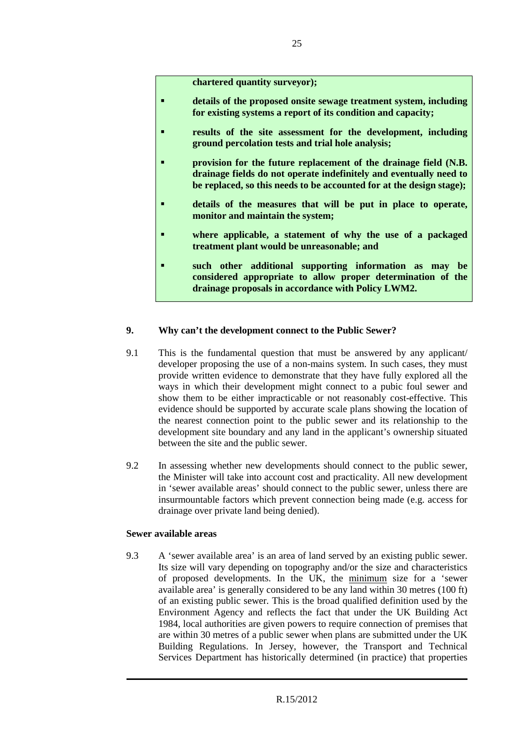**chartered quantity surveyor);**

- **details of the proposed onsite sewage treatment system, including for existing systems a report of its condition and capacity;**
- **results of the site assessment for the development, including ground percolation tests and trial hole analysis;**
- **provision for the future replacement of the drainage field (N.B. drainage fields do not operate indefinitely and eventually need to be replaced, so this needs to be accounted for at the design stage);**
- **details of the measures that will be put in place to operate, monitor and maintain the system;**
- **where applicable, a statement of why the use of a packaged treatment plant would be unreasonable; and**
- **such other additional supporting information as may be considered appropriate to allow proper determination of the drainage proposals in accordance with Policy LWM2.**

## 9. Why can't the development connect to the Public Sewer?

9.1 This is the fundamental question that must be answered by any applicant/ developer proposing the use of a non-mains system. In such cases, they must provide written evidence to demonstrate that they have fully explored all the ways in which their development might connect to a pubic foul sewer and show them to be either impracticable or not reasonably cost-effective. This evidence should be supported by accurate scale plans showing the location of the nearest connection point to the public sewer and its relationship to the development site boundary and any land in the applicant's ownership situated between the site and the public sewer.

9.2 In assessing whether new developments should connect to the public sewer, the Minister will take into account cost and practicality. All new development in 'sewer available areas' should connect to the public sewer, unless there are insurmountable factors which prevent connection being made (e.g. access for drainage over private land being denied).

### Sewer available areas

9.3 A 'sewer available area' is an area of land served by an existing public sewer. Its size will vary depending on topography and/or the size and characteristics of proposed developments. In the UK, the minimum size for a 'sewer available area' is generally considered to be any land within 30 metres (100 ft) of an existing public sewer. This is the broad qualified definition used by the Environment Agency and reflects the fact that under the UK Building Act 1984, local authorities are given powers to require connection of premises that are within 30 metres of a public sewer when plans are submitted under the UK Building Regulations. In Jersey, however, the Transport and Technical Services Department has historically determined (in practice) that properties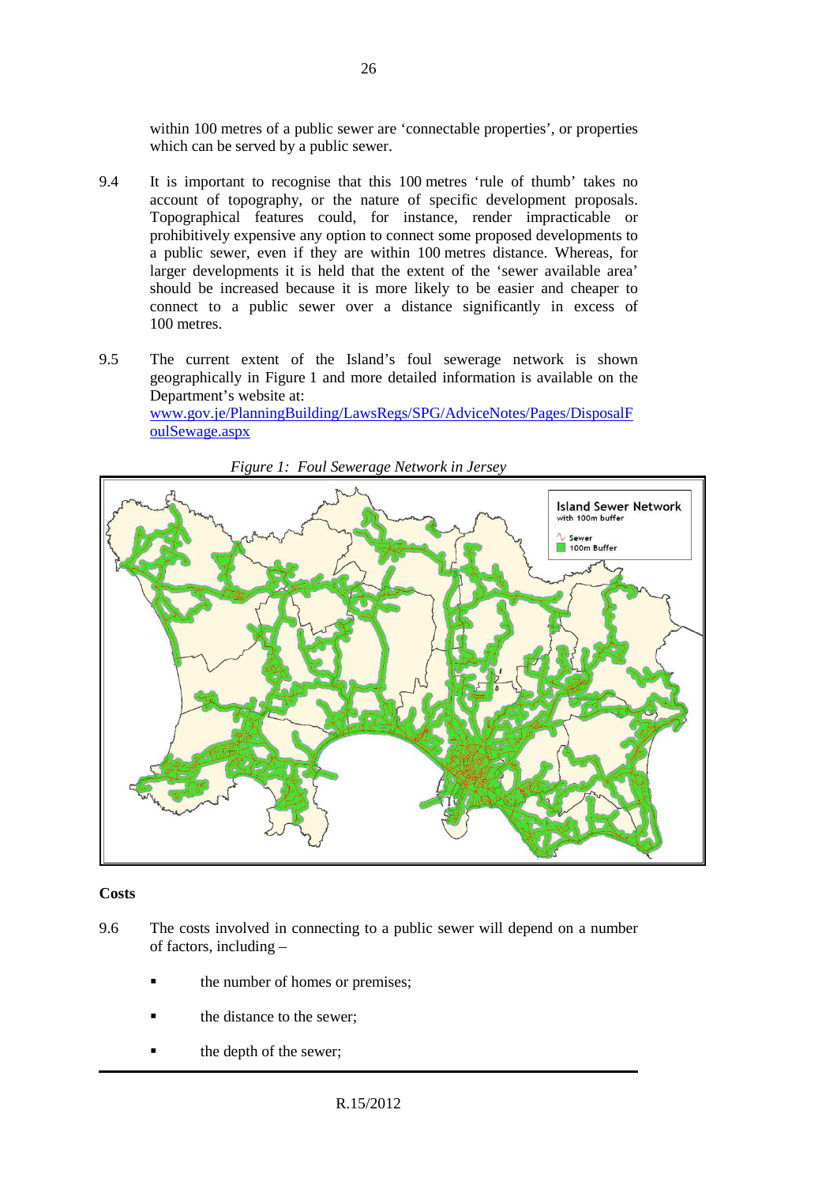within 100 metres of a public sewer are 'connectable properties', or properties which can be served by a public sewer.

9.4 It is important to recognise that this 100 metres 'rule of thumb' takes no account of topography, or the nature of specific development proposals. Topographical features could, for instance, render impracticable or prohibitively expensive any option to connect some proposed developments to a public sewer, even if they are within 100 metres distance. Whereas, for larger developments it is held that the extent of the 'sewer available area' should be increased because it is more likely to be easier and cheaper to connect to a public sewer over a distance significantly in excess of 100 metres.

9.5 The current extent of the Island's foul sewerage network is shown geographically in Figure 1 and more detailed information is available on the Department's website at: www.gov.je/PlanningBuilding/LawsRegs/SPG/AdviceNotes/Pages/DisposalFoulSewage.aspx

*Figure 1: Foul Sewerage Network in Jersey*

**Costs**

9.6 The costs involved in connecting to a public sewer will depend on a number of factors, including –

- the number of homes or premises;
- the distance to the sewer;
- the depth of the sewer;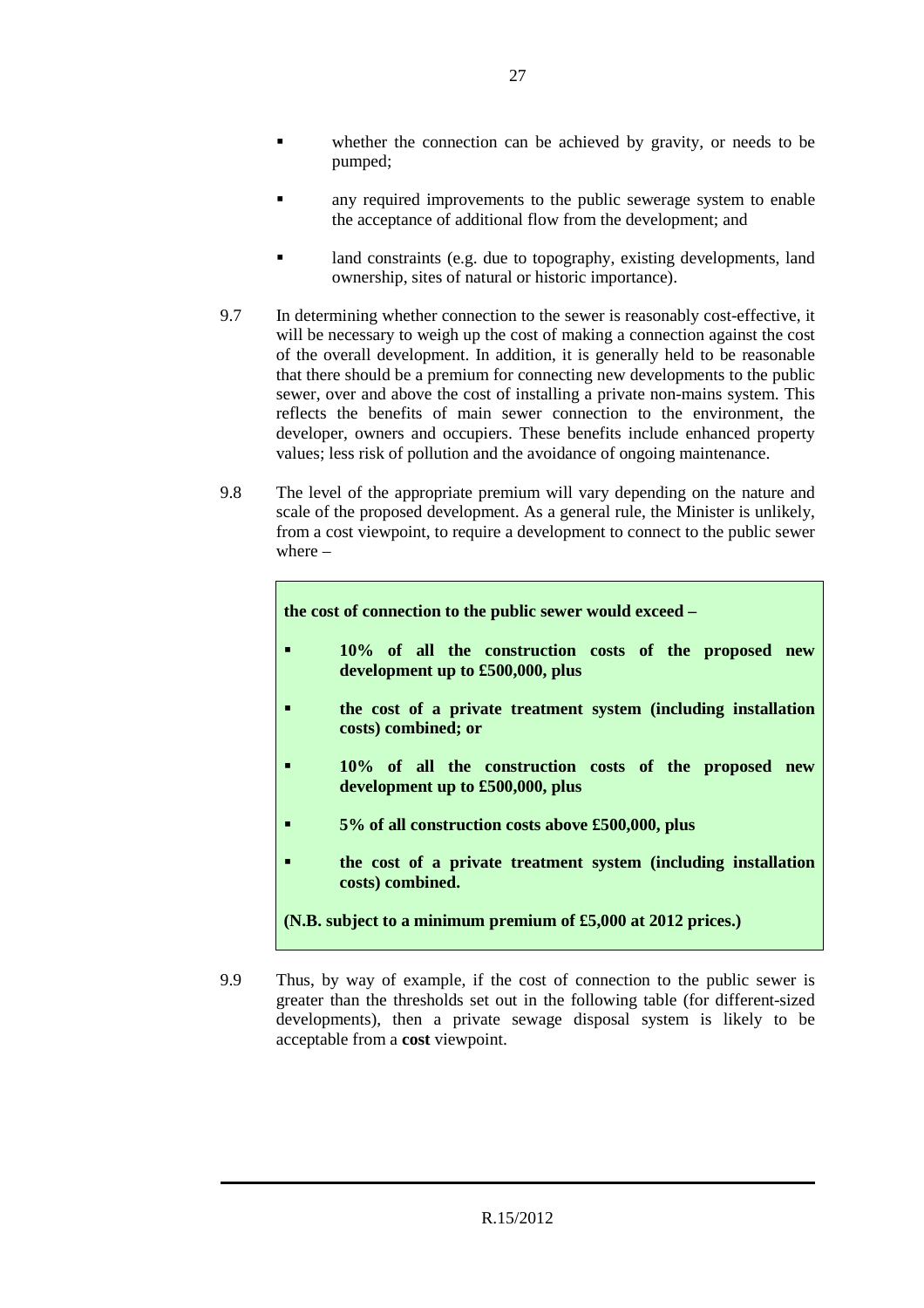- whether the connection can be achieved by gravity, or needs to be pumped;

- any required improvements to the public sewerage system to enable the acceptance of additional flow from the development; and

- land constraints (e.g. due to topography, existing developments, land ownership, sites of natural or historic importance).

9.7 In determining whether connection to the sewer is reasonably cost-effective, it will be necessary to weigh up the cost of making a connection against the cost of the overall development. In addition, it is generally held to be reasonable that there should be a premium for connecting new developments to the public sewer, over and above the cost of installing a private non-mains system. This reflects the benefits of main sewer connection to the environment, the developer, owners and occupiers. These benefits include enhanced property values; less risk of pollution and the avoidance of ongoing maintenance.

9.8 The level of the appropriate premium will vary depending on the nature and scale of the proposed development. As a general rule, the Minister is unlikely, from a cost viewpoint, to require a development to connect to the public sewer where –

> **the cost of connection to the public sewer would exceed –**
>
> - **10% of all the construction costs of the proposed new development up to £500,000, plus**
> - **the cost of a private treatment system (including installation costs) combined; or**
> - **10% of all the construction costs of the proposed new development up to £500,000, plus**
> - **5% of all construction costs above £500,000, plus**
> - **the cost of a private treatment system (including installation costs) combined.**
>
> **(N.B. subject to a minimum premium of £5,000 at 2012 prices.)**

9.9 Thus, by way of example, if the cost of connection to the public sewer is greater than the thresholds set out in the following table (for different-sized developments), then a private sewage disposal system is likely to be acceptable from a **cost** viewpoint.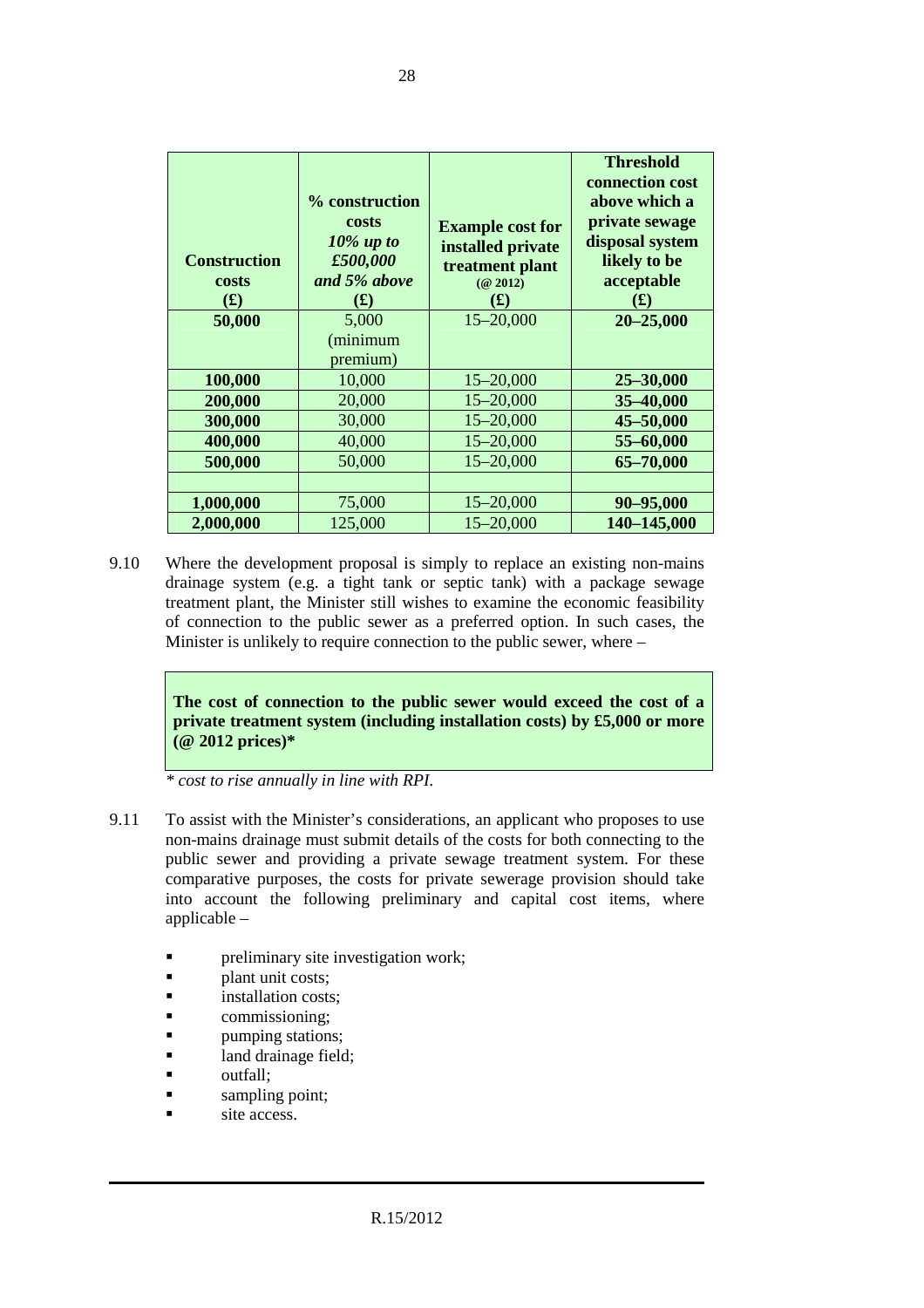| **Construction costs (£)** | **% construction costs** ***10% up to £500,000 and 5% above*** **(£)** | **Example cost for installed private treatment plant (@ 2012) (£)** | **Threshold connection cost above which a private sewage disposal system likely to be acceptable (£)** |
|---|---|---|---|
| **50,000** | 5,000 (minimum premium) | 15–20,000 | **20–25,000** |
| **100,000** | 10,000 | 15–20,000 | **25–30,000** |
| **200,000** | 20,000 | 15–20,000 | **35–40,000** |
| **300,000** | 30,000 | 15–20,000 | **45–50,000** |
| **400,000** | 40,000 | 15–20,000 | **55–60,000** |
| **500,000** | 50,000 | 15–20,000 | **65–70,000** |
| | | | |
| **1,000,000** | 75,000 | 15–20,000 | **90–95,000** |
| **2,000,000** | 125,000 | 15–20,000 | **140–145,000** |

9.10 Where the development proposal is simply to replace an existing non-mains drainage system (e.g. a tight tank or septic tank) with a package sewage treatment plant, the Minister still wishes to examine the economic feasibility of connection to the public sewer as a preferred option. In such cases, the Minister is unlikely to require connection to the public sewer, where –

> **The cost of connection to the public sewer would exceed the cost of a private treatment system (including installation costs) by £5,000 or more (@ 2012 prices)***

*\* cost to rise annually in line with RPI.*

9.11 To assist with the Minister's considerations, an applicant who proposes to use non-mains drainage must submit details of the costs for both connecting to the public sewer and providing a private sewage treatment system. For these comparative purposes, the costs for private sewerage provision should take into account the following preliminary and capital cost items, where applicable –

- preliminary site investigation work;
- plant unit costs;
- installation costs;
- commissioning;
- pumping stations;
- land drainage field;
- outfall;
- sampling point;
- site access.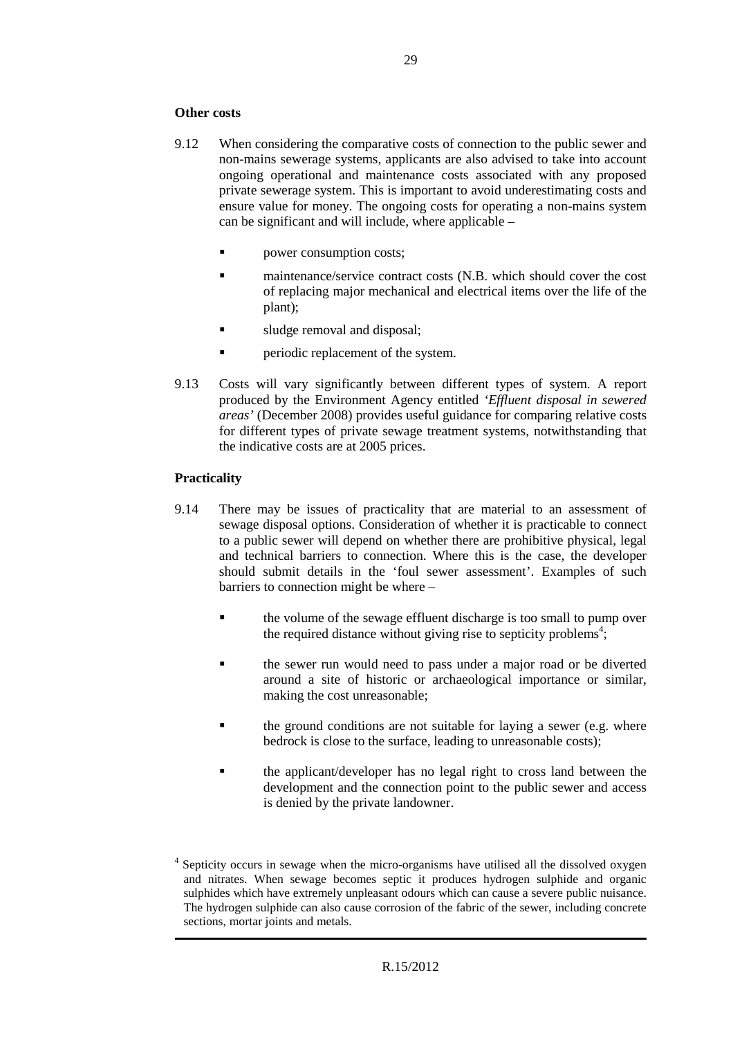**Other costs**

9.12 When considering the comparative costs of connection to the public sewer and non-mains sewerage systems, applicants are also advised to take into account ongoing operational and maintenance costs associated with any proposed private sewerage system. This is important to avoid underestimating costs and ensure value for money. The ongoing costs for operating a non-mains system can be significant and will include, where applicable –

- power consumption costs;
- maintenance/service contract costs (N.B. which should cover the cost of replacing major mechanical and electrical items over the life of the plant);
- sludge removal and disposal;
- periodic replacement of the system.

9.13 Costs will vary significantly between different types of system. A report produced by the Environment Agency entitled '*Effluent disposal in sewered areas'* (December 2008) provides useful guidance for comparing relative costs for different types of private sewage treatment systems, notwithstanding that the indicative costs are at 2005 prices.

**Practicality**

9.14 There may be issues of practicality that are material to an assessment of sewage disposal options. Consideration of whether it is practicable to connect to a public sewer will depend on whether there are prohibitive physical, legal and technical barriers to connection. Where this is the case, the developer should submit details in the 'foul sewer assessment'. Examples of such barriers to connection might be where –

- the volume of the sewage effluent discharge is too small to pump over the required distance without giving rise to septicity problems[4];
- the sewer run would need to pass under a major road or be diverted around a site of historic or archaeological importance or similar, making the cost unreasonable;
- the ground conditions are not suitable for laying a sewer (e.g. where bedrock is close to the surface, leading to unreasonable costs);
- the applicant/developer has no legal right to cross land between the development and the connection point to the public sewer and access is denied by the private landowner.

[4] Septicity occurs in sewage when the micro-organisms have utilised all the dissolved oxygen and nitrates. When sewage becomes septic it produces hydrogen sulphide and organic sulphides which have extremely unpleasant odours which can cause a severe public nuisance. The hydrogen sulphide can also cause corrosion of the fabric of the sewer, including concrete sections, mortar joints and metals.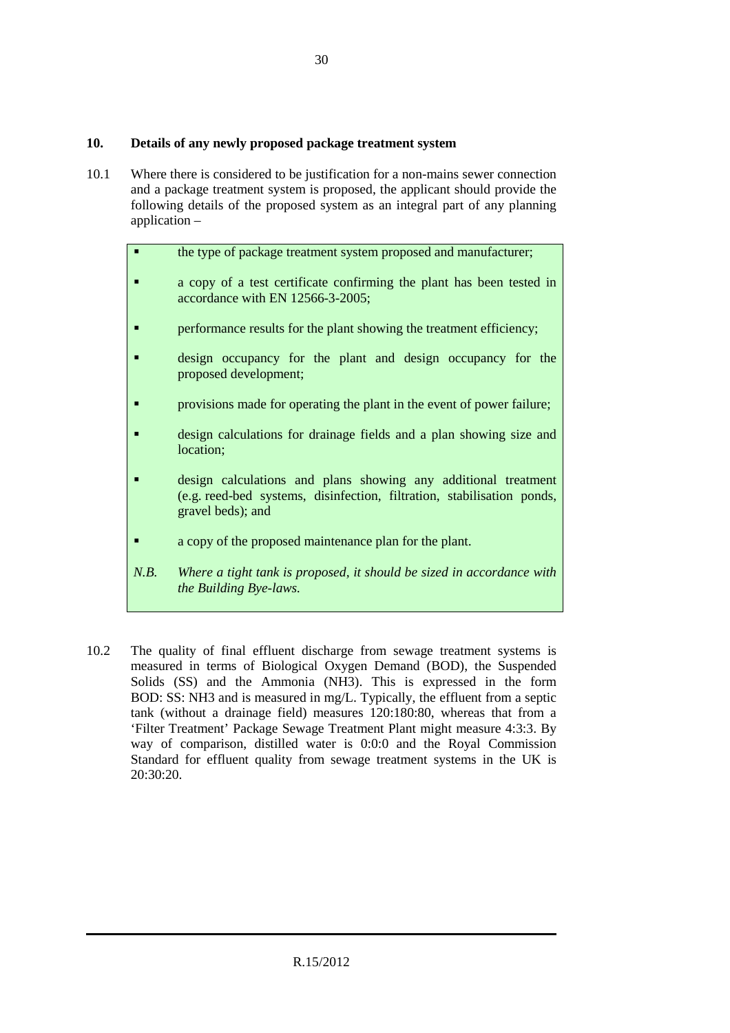## 10. Details of any newly proposed package treatment system

10.1 Where there is considered to be justification for a non-mains sewer connection and a package treatment system is proposed, the applicant should provide the following details of the proposed system as an integral part of any planning application –

- the type of package treatment system proposed and manufacturer;
- a copy of a test certificate confirming the plant has been tested in accordance with EN 12566-3-2005;
- performance results for the plant showing the treatment efficiency;
- design occupancy for the plant and design occupancy for the proposed development;
- provisions made for operating the plant in the event of power failure;
- design calculations for drainage fields and a plan showing size and location;
- design calculations and plans showing any additional treatment (e.g. reed-bed systems, disinfection, filtration, stabilisation ponds, gravel beds); and
- a copy of the proposed maintenance plan for the plant.

*N.B. Where a tight tank is proposed, it should be sized in accordance with the Building Bye-laws.*

10.2 The quality of final effluent discharge from sewage treatment systems is measured in terms of Biological Oxygen Demand (BOD), the Suspended Solids (SS) and the Ammonia ($NH_3$). This is expressed in the form BOD: SS: $NH_3$ and is measured in mg/L. Typically, the effluent from a septic tank (without a drainage field) measures 120:180:80, whereas that from a 'Filter Treatment' Package Sewage Treatment Plant might measure 4:3:3. By way of comparison, distilled water is 0:0:0 and the Royal Commission Standard for effluent quality from sewage treatment systems in the UK is 20:30:20.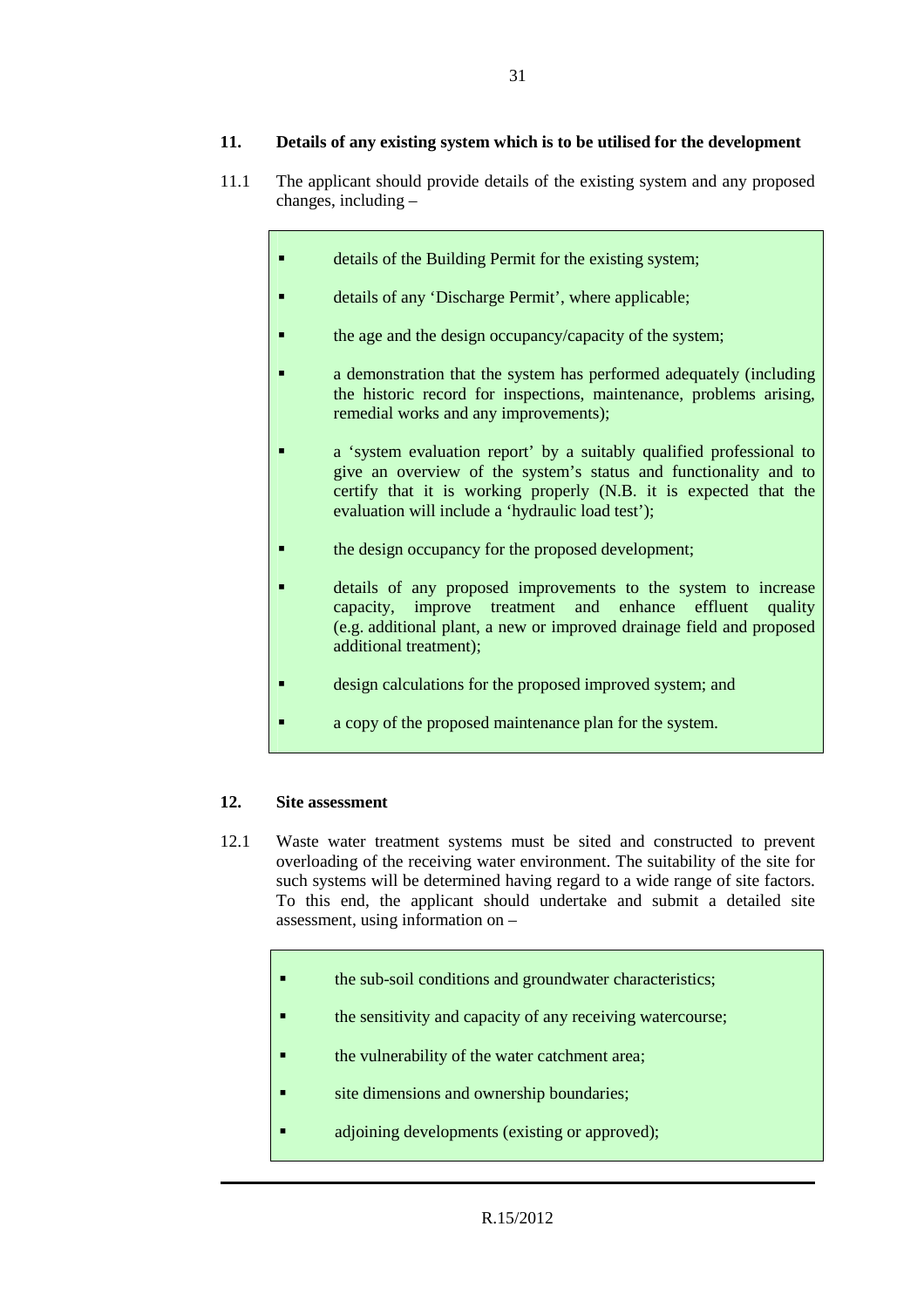## 11. Details of any existing system which is to be utilised for the development

11.1 The applicant should provide details of the existing system and any proposed changes, including –

- details of the Building Permit for the existing system;
- details of any 'Discharge Permit', where applicable;
- the age and the design occupancy/capacity of the system;
- a demonstration that the system has performed adequately (including the historic record for inspections, maintenance, problems arising, remedial works and any improvements);
- a 'system evaluation report' by a suitably qualified professional to give an overview of the system's status and functionality and to certify that it is working properly (N.B. it is expected that the evaluation will include a 'hydraulic load test');
- the design occupancy for the proposed development;
- details of any proposed improvements to the system to increase capacity, improve treatment and enhance effluent quality (e.g. additional plant, a new or improved drainage field and proposed additional treatment);
- design calculations for the proposed improved system; and
- a copy of the proposed maintenance plan for the system.

## 12. Site assessment

12.1 Waste water treatment systems must be sited and constructed to prevent overloading of the receiving water environment. The suitability of the site for such systems will be determined having regard to a wide range of site factors. To this end, the applicant should undertake and submit a detailed site assessment, using information on –

- the sub-soil conditions and groundwater characteristics;
- the sensitivity and capacity of any receiving watercourse;
- the vulnerability of the water catchment area;
- site dimensions and ownership boundaries;
- adjoining developments (existing or approved);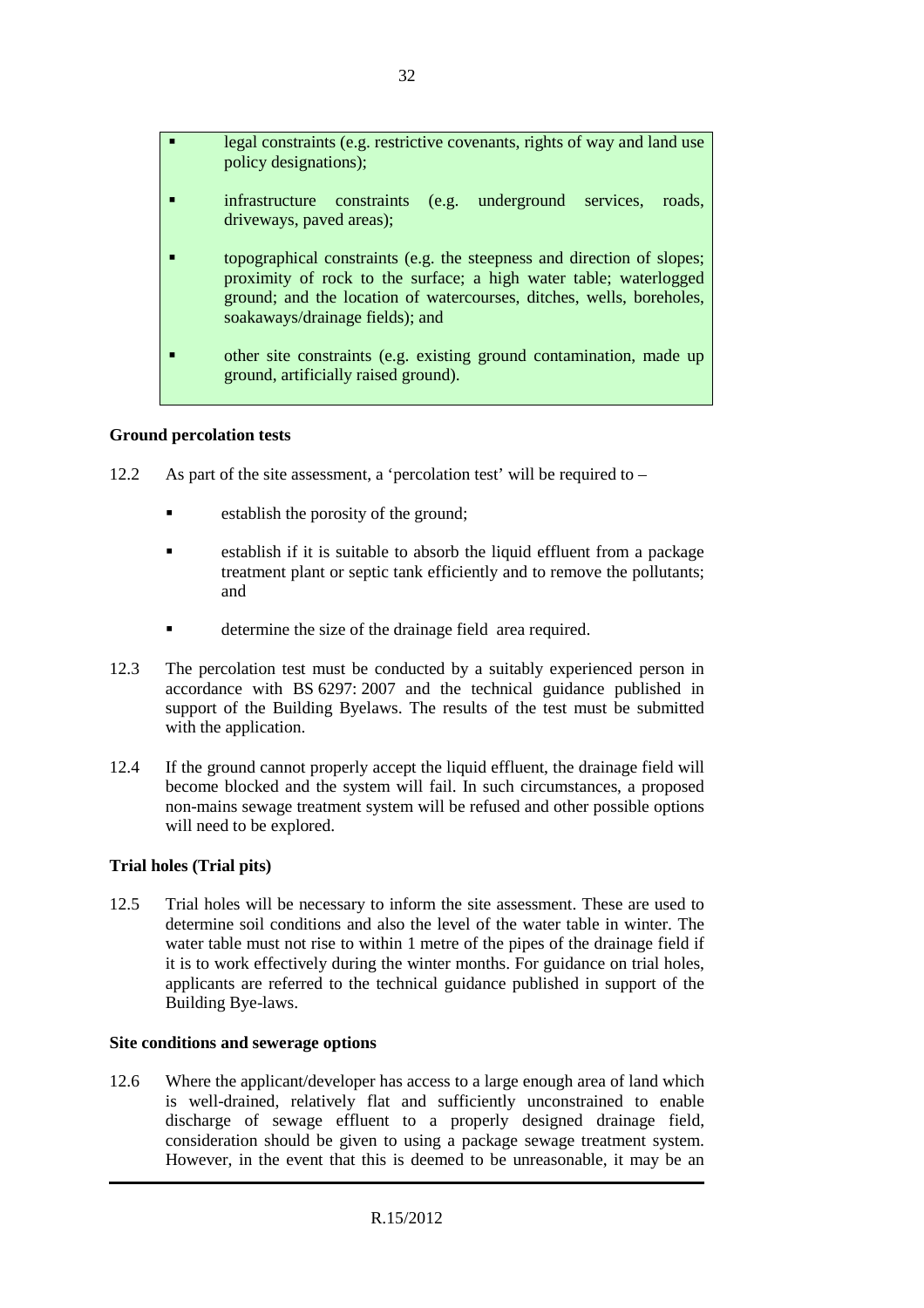- legal constraints (e.g. restrictive covenants, rights of way and land use policy designations);
- infrastructure constraints (e.g. underground services, roads, driveways, paved areas);
- topographical constraints (e.g. the steepness and direction of slopes; proximity of rock to the surface; a high water table; waterlogged ground; and the location of watercourses, ditches, wells, boreholes, soakaways/drainage fields); and
- other site constraints (e.g. existing ground contamination, made up ground, artificially raised ground).

**Ground percolation tests**

12.2 As part of the site assessment, a 'percolation test' will be required to –

- establish the porosity of the ground;
- establish if it is suitable to absorb the liquid effluent from a package treatment plant or septic tank efficiently and to remove the pollutants; and
- determine the size of the drainage field area required.

12.3 The percolation test must be conducted by a suitably experienced person in accordance with BS 6297: 2007 and the technical guidance published in support of the Building Byelaws. The results of the test must be submitted with the application.

12.4 If the ground cannot properly accept the liquid effluent, the drainage field will become blocked and the system will fail. In such circumstances, a proposed non-mains sewage treatment system will be refused and other possible options will need to be explored.

**Trial holes (Trial pits)**

12.5 Trial holes will be necessary to inform the site assessment. These are used to determine soil conditions and also the level of the water table in winter. The water table must not rise to within 1 metre of the pipes of the drainage field if it is to work effectively during the winter months. For guidance on trial holes, applicants are referred to the technical guidance published in support of the Building Bye-laws.

**Site conditions and sewerage options**

12.6 Where the applicant/developer has access to a large enough area of land which is well-drained, relatively flat and sufficiently unconstrained to enable discharge of sewage effluent to a properly designed drainage field, consideration should be given to using a package sewage treatment system. However, in the event that this is deemed to be unreasonable, it may be an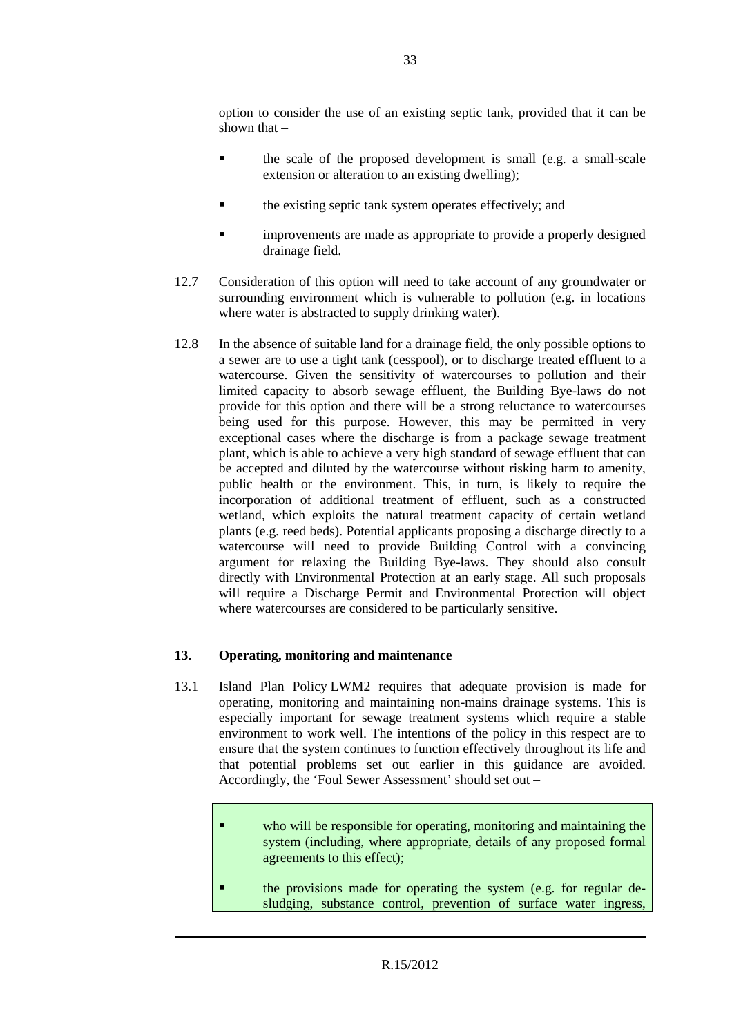option to consider the use of an existing septic tank, provided that it can be shown that –

- the scale of the proposed development is small (e.g. a small-scale extension or alteration to an existing dwelling);
- the existing septic tank system operates effectively; and
- improvements are made as appropriate to provide a properly designed drainage field.

12.7 Consideration of this option will need to take account of any groundwater or surrounding environment which is vulnerable to pollution (e.g. in locations where water is abstracted to supply drinking water).

12.8 In the absence of suitable land for a drainage field, the only possible options to a sewer are to use a tight tank (cesspool), or to discharge treated effluent to a watercourse. Given the sensitivity of watercourses to pollution and their limited capacity to absorb sewage effluent, the Building Bye-laws do not provide for this option and there will be a strong reluctance to watercourses being used for this purpose. However, this may be permitted in very exceptional cases where the discharge is from a package sewage treatment plant, which is able to achieve a very high standard of sewage effluent that can be accepted and diluted by the watercourse without risking harm to amenity, public health or the environment. This, in turn, is likely to require the incorporation of additional treatment of effluent, such as a constructed wetland, which exploits the natural treatment capacity of certain wetland plants (e.g. reed beds). Potential applicants proposing a discharge directly to a watercourse will need to provide Building Control with a convincing argument for relaxing the Building Bye-laws. They should also consult directly with Environmental Protection at an early stage. All such proposals will require a Discharge Permit and Environmental Protection will object where watercourses are considered to be particularly sensitive.

## 13. Operating, monitoring and maintenance

13.1 Island Plan Policy LWM2 requires that adequate provision is made for operating, monitoring and maintaining non-mains drainage systems. This is especially important for sewage treatment systems which require a stable environment to work well. The intentions of the policy in this respect are to ensure that the system continues to function effectively throughout its life and that potential problems set out earlier in this guidance are avoided. Accordingly, the 'Foul Sewer Assessment' should set out –

- who will be responsible for operating, monitoring and maintaining the system (including, where appropriate, details of any proposed formal agreements to this effect);
- the provisions made for operating the system (e.g. for regular de-sludging, substance control, prevention of surface water ingress,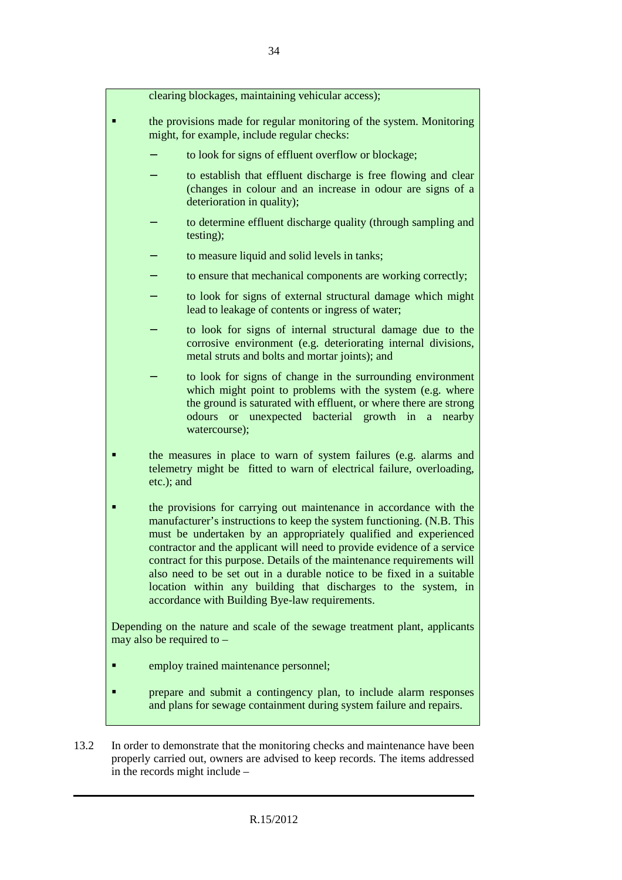clearing blockages, maintaining vehicular access);

- the provisions made for regular monitoring of the system. Monitoring might, for example, include regular checks:
  - to look for signs of effluent overflow or blockage;
  - to establish that effluent discharge is free flowing and clear (changes in colour and an increase in odour are signs of a deterioration in quality);
  - to determine effluent discharge quality (through sampling and testing);
  - to measure liquid and solid levels in tanks;
  - to ensure that mechanical components are working correctly;
  - to look for signs of external structural damage which might lead to leakage of contents or ingress of water;
  - to look for signs of internal structural damage due to the corrosive environment (e.g. deteriorating internal divisions, metal struts and bolts and mortar joints); and
  - to look for signs of change in the surrounding environment which might point to problems with the system (e.g. where the ground is saturated with effluent, or where there are strong odours or unexpected bacterial growth in a nearby watercourse);
- the measures in place to warn of system failures (e.g. alarms and telemetry might be fitted to warn of electrical failure, overloading, etc.); and
- the provisions for carrying out maintenance in accordance with the manufacturer's instructions to keep the system functioning. (N.B. This must be undertaken by an appropriately qualified and experienced contractor and the applicant will need to provide evidence of a service contract for this purpose. Details of the maintenance requirements will also need to be set out in a durable notice to be fixed in a suitable location within any building that discharges to the system, in accordance with Building Bye-law requirements.

Depending on the nature and scale of the sewage treatment plant, applicants may also be required to –

- employ trained maintenance personnel;
- prepare and submit a contingency plan, to include alarm responses and plans for sewage containment during system failure and repairs.

13.2 In order to demonstrate that the monitoring checks and maintenance have been properly carried out, owners are advised to keep records. The items addressed in the records might include –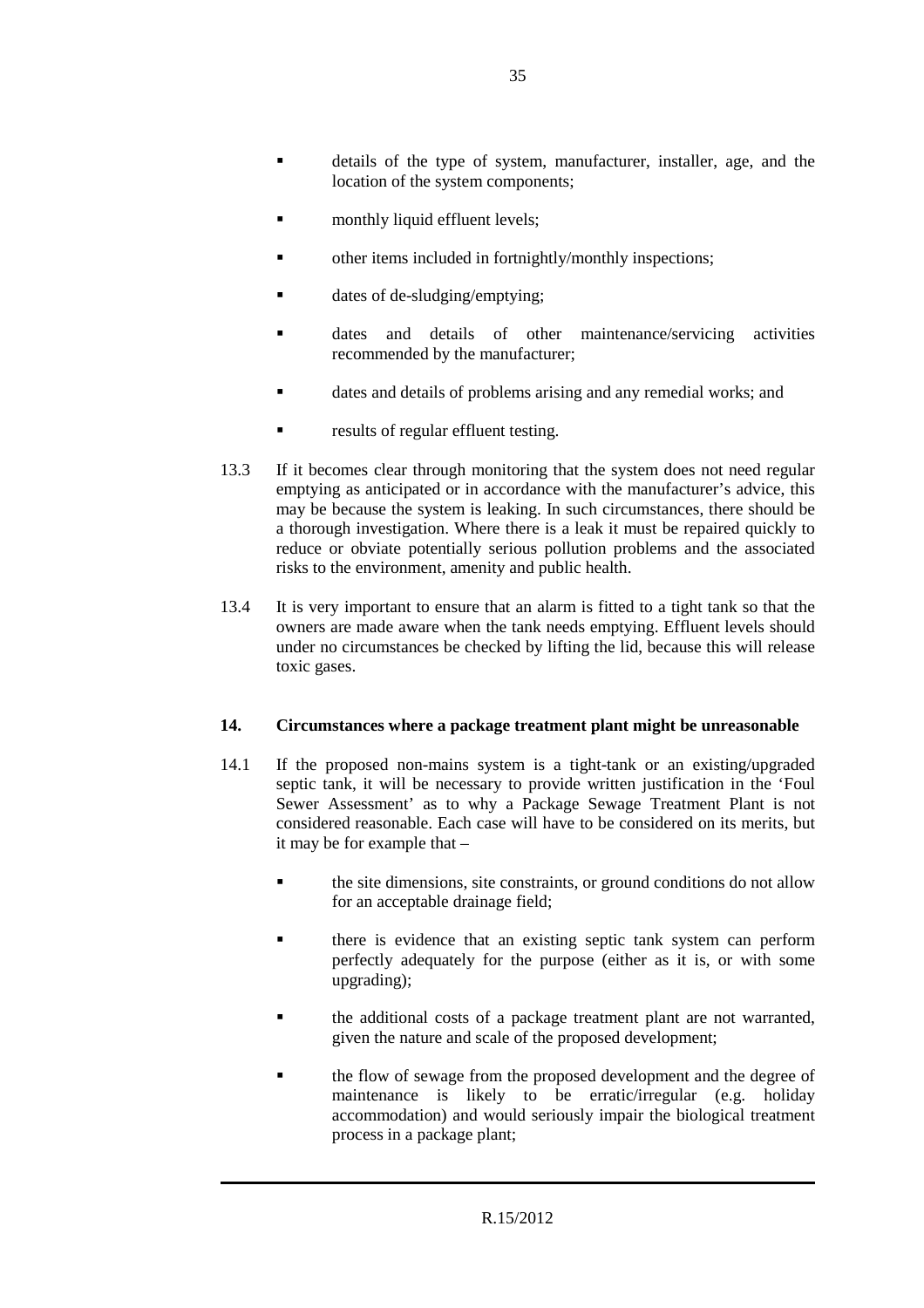- details of the type of system, manufacturer, installer, age, and the location of the system components;
- monthly liquid effluent levels;
- other items included in fortnightly/monthly inspections;
- dates of de-sludging/emptying;
- dates and details of other maintenance/servicing activities recommended by the manufacturer;
- dates and details of problems arising and any remedial works; and
- results of regular effluent testing.

13.3 If it becomes clear through monitoring that the system does not need regular emptying as anticipated or in accordance with the manufacturer's advice, this may be because the system is leaking. In such circumstances, there should be a thorough investigation. Where there is a leak it must be repaired quickly to reduce or obviate potentially serious pollution problems and the associated risks to the environment, amenity and public health.

13.4 It is very important to ensure that an alarm is fitted to a tight tank so that the owners are made aware when the tank needs emptying. Effluent levels should under no circumstances be checked by lifting the lid, because this will release toxic gases.

## 14. Circumstances where a package treatment plant might be unreasonable

14.1 If the proposed non-mains system is a tight-tank or an existing/upgraded septic tank, it will be necessary to provide written justification in the 'Foul Sewer Assessment' as to why a Package Sewage Treatment Plant is not considered reasonable. Each case will have to be considered on its merits, but it may be for example that –

- the site dimensions, site constraints, or ground conditions do not allow for an acceptable drainage field;
- there is evidence that an existing septic tank system can perform perfectly adequately for the purpose (either as it is, or with some upgrading);
- the additional costs of a package treatment plant are not warranted, given the nature and scale of the proposed development;
- the flow of sewage from the proposed development and the degree of maintenance is likely to be erratic/irregular (e.g. holiday accommodation) and would seriously impair the biological treatment process in a package plant;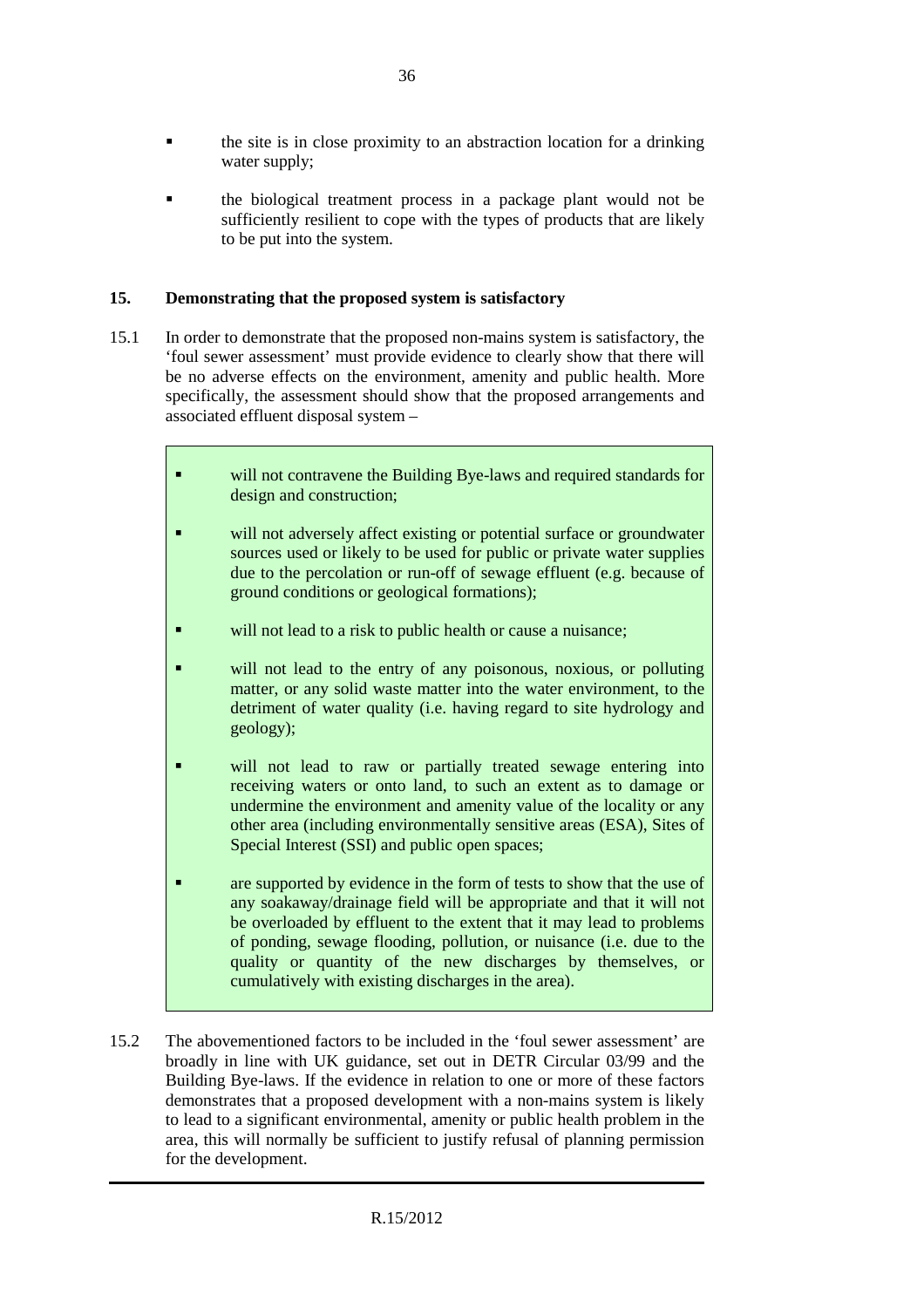- the site is in close proximity to an abstraction location for a drinking water supply;
- the biological treatment process in a package plant would not be sufficiently resilient to cope with the types of products that are likely to be put into the system.

## 15. Demonstrating that the proposed system is satisfactory

15.1 In order to demonstrate that the proposed non-mains system is satisfactory, the 'foul sewer assessment' must provide evidence to clearly show that there will be no adverse effects on the environment, amenity and public health. More specifically, the assessment should show that the proposed arrangements and associated effluent disposal system –

> - will not contravene the Building Bye-laws and required standards for design and construction;
> - will not adversely affect existing or potential surface or groundwater sources used or likely to be used for public or private water supplies due to the percolation or run-off of sewage effluent (e.g. because of ground conditions or geological formations);
> - will not lead to a risk to public health or cause a nuisance;
> - will not lead to the entry of any poisonous, noxious, or polluting matter, or any solid waste matter into the water environment, to the detriment of water quality (i.e. having regard to site hydrology and geology);
> - will not lead to raw or partially treated sewage entering into receiving waters or onto land, to such an extent as to damage or undermine the environment and amenity value of the locality or any other area (including environmentally sensitive areas (ESA), Sites of Special Interest (SSI) and public open spaces;
> - are supported by evidence in the form of tests to show that the use of any soakaway/drainage field will be appropriate and that it will not be overloaded by effluent to the extent that it may lead to problems of ponding, sewage flooding, pollution, or nuisance (i.e. due to the quality or quantity of the new discharges by themselves, or cumulatively with existing discharges in the area).

15.2 The abovementioned factors to be included in the 'foul sewer assessment' are broadly in line with UK guidance, set out in DETR Circular 03/99 and the Building Bye-laws. If the evidence in relation to one or more of these factors demonstrates that a proposed development with a non-mains system is likely to lead to a significant environmental, amenity or public health problem in the area, this will normally be sufficient to justify refusal of planning permission for the development.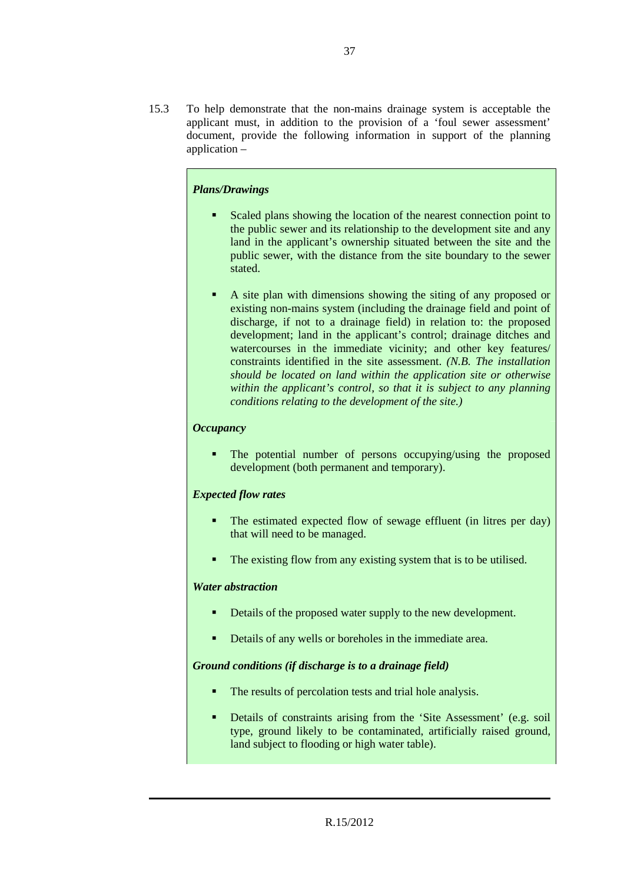15.3 To help demonstrate that the non-mains drainage system is acceptable the applicant must, in addition to the provision of a 'foul sewer assessment' document, provide the following information in support of the planning application –

***Plans/Drawings***

- Scaled plans showing the location of the nearest connection point to the public sewer and its relationship to the development site and any land in the applicant's ownership situated between the site and the public sewer, with the distance from the site boundary to the sewer stated.
- A site plan with dimensions showing the siting of any proposed or existing non-mains system (including the drainage field and point of discharge, if not to a drainage field) in relation to: the proposed development; land in the applicant's control; drainage ditches and watercourses in the immediate vicinity; and other key features/ constraints identified in the site assessment. *(N.B. The installation should be located on land within the application site or otherwise within the applicant's control, so that it is subject to any planning conditions relating to the development of the site.)*

***Occupancy***

- The potential number of persons occupying/using the proposed development (both permanent and temporary).

***Expected flow rates***

- The estimated expected flow of sewage effluent (in litres per day) that will need to be managed.
- The existing flow from any existing system that is to be utilised.

***Water abstraction***

- Details of the proposed water supply to the new development.
- Details of any wells or boreholes in the immediate area.

***Ground conditions (if discharge is to a drainage field)***

- The results of percolation tests and trial hole analysis.
- Details of constraints arising from the 'Site Assessment' (e.g. soil type, ground likely to be contaminated, artificially raised ground, land subject to flooding or high water table).

R.15/2012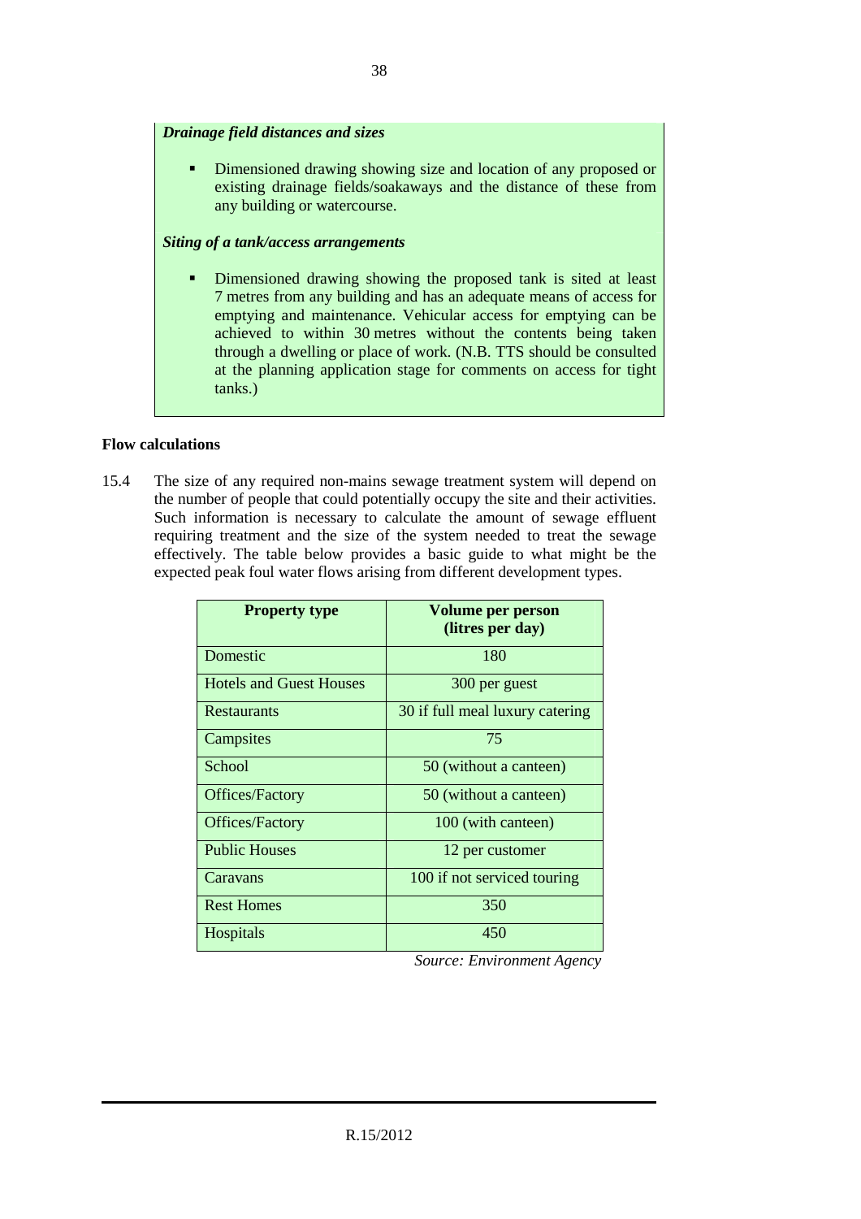***Drainage field distances and sizes***

- Dimensioned drawing showing size and location of any proposed or existing drainage fields/soakaways and the distance of these from any building or watercourse.

***Siting of a tank/access arrangements***

- Dimensioned drawing showing the proposed tank is sited at least 7 metres from any building and has an adequate means of access for emptying and maintenance. Vehicular access for emptying can be achieved to within 30 metres without the contents being taken through a dwelling or place of work. (N.B. TTS should be consulted at the planning application stage for comments on access for tight tanks.)

**Flow calculations**

15.4 The size of any required non-mains sewage treatment system will depend on the number of people that could potentially occupy the site and their activities. Such information is necessary to calculate the amount of sewage effluent requiring treatment and the size of the system needed to treat the sewage effectively. The table below provides a basic guide to what might be the expected peak foul water flows arising from different development types.

| Property type | Volume per person (litres per day) |
|---|---|
| Domestic | 180 |
| Hotels and Guest Houses | 300 per guest |
| Restaurants | 30 if full meal luxury catering |
| Campsites | 75 |
| School | 50 (without a canteen) |
| Offices/Factory | 50 (without a canteen) |
| Offices/Factory | 100 (with canteen) |
| Public Houses | 12 per customer |
| Caravans | 100 if not serviced touring |
| Rest Homes | 350 |
| Hospitals | 450 |

*Source: Environment Agency*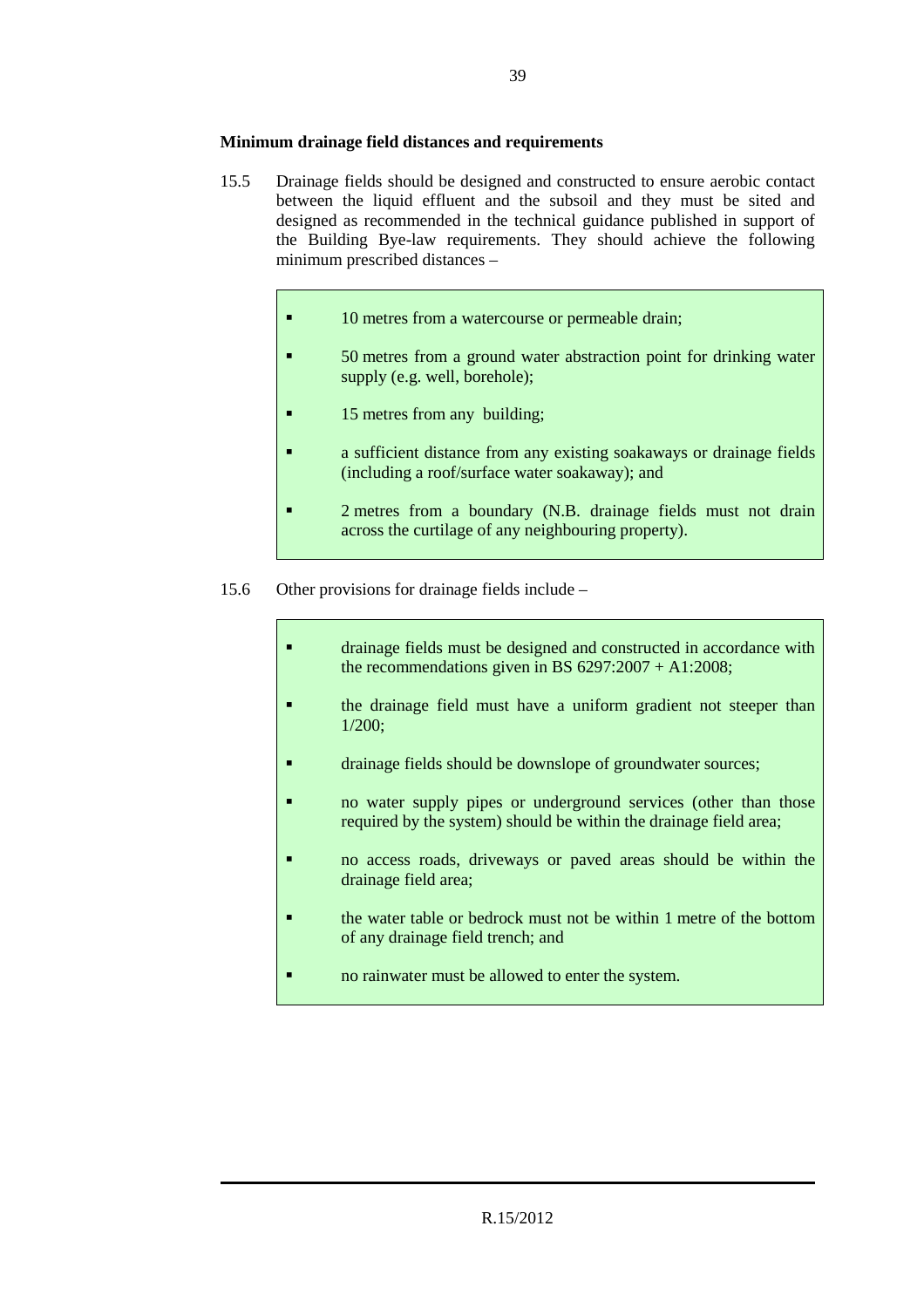**Minimum drainage field distances and requirements**

15.5 Drainage fields should be designed and constructed to ensure aerobic contact between the liquid effluent and the subsoil and they must be sited and designed as recommended in the technical guidance published in support of the Building Bye-law requirements. They should achieve the following minimum prescribed distances –

- 10 metres from a watercourse or permeable drain;
- 50 metres from a ground water abstraction point for drinking water supply (e.g. well, borehole);
- 15 metres from any building;
- a sufficient distance from any existing soakaways or drainage fields (including a roof/surface water soakaway); and
- 2 metres from a boundary (N.B. drainage fields must not drain across the curtilage of any neighbouring property).

15.6 Other provisions for drainage fields include –

- drainage fields must be designed and constructed in accordance with the recommendations given in BS 6297:2007 + A1:2008;
- the drainage field must have a uniform gradient not steeper than 1/200;
- drainage fields should be downslope of groundwater sources;
- no water supply pipes or underground services (other than those required by the system) should be within the drainage field area;
- no access roads, driveways or paved areas should be within the drainage field area;
- the water table or bedrock must not be within 1 metre of the bottom of any drainage field trench; and
- no rainwater must be allowed to enter the system.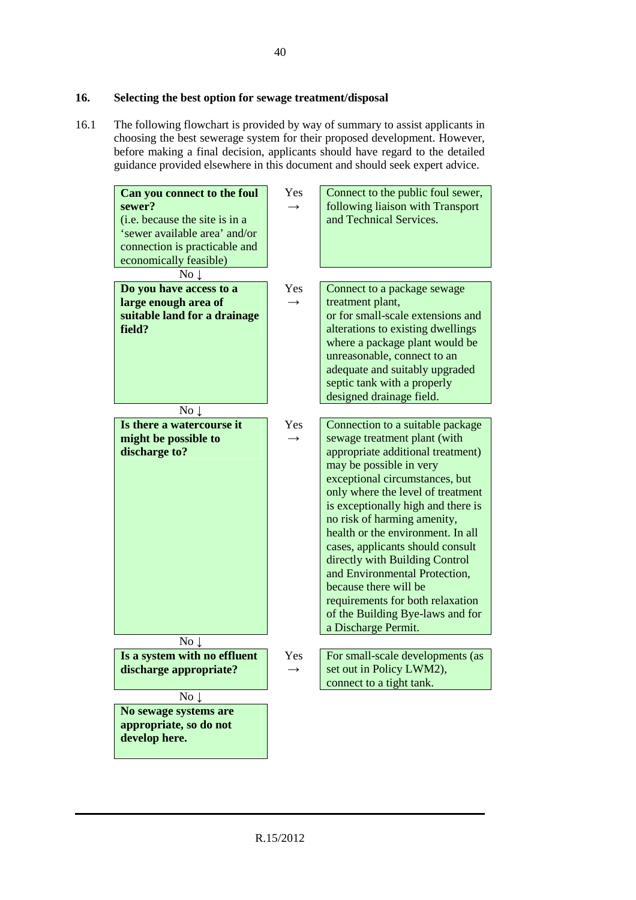## 16. Selecting the best option for sewage treatment/disposal

16.1 The following flowchart is provided by way of summary to assist applicants in choosing the best sewerage system for their proposed development. However, before making a final decision, applicants should have regard to the detailed guidance provided elsewhere in this document and should seek expert advice.

| Question | | Outcome |
|---|---|---|
| **Can you connect to the foul sewer?** (i.e. because the site is in a 'sewer available area' and/or connection is practicable and economically feasible) | Yes → | Connect to the public foul sewer, following liaison with Transport and Technical Services. |
| No ↓ | | |
| **Do you have access to a large enough area of suitable land for a drainage field?** | Yes → | Connect to a package sewage treatment plant, or for small-scale extensions and alterations to existing dwellings where a package plant would be unreasonable, connect to an adequate and suitably upgraded septic tank with a properly designed drainage field. |
| No ↓ | | |
| **Is there a watercourse it might be possible to discharge to?** | Yes → | Connection to a suitable package sewage treatment plant (with appropriate additional treatment) may be possible in very exceptional circumstances, but only where the level of treatment is exceptionally high and there is no risk of harming amenity, health or the environment. In all cases, applicants should consult directly with Building Control and Environmental Protection, because there will be requirements for both relaxation of the Building Bye-laws and for a Discharge Permit. |
| No ↓ | | |
| **Is a system with no effluent discharge appropriate?** | Yes → | For small-scale developments (as set out in Policy LWM2), connect to a tight tank. |
| No ↓ | | |
| **No sewage systems are appropriate, so do not develop here.** | | |

R.15/2012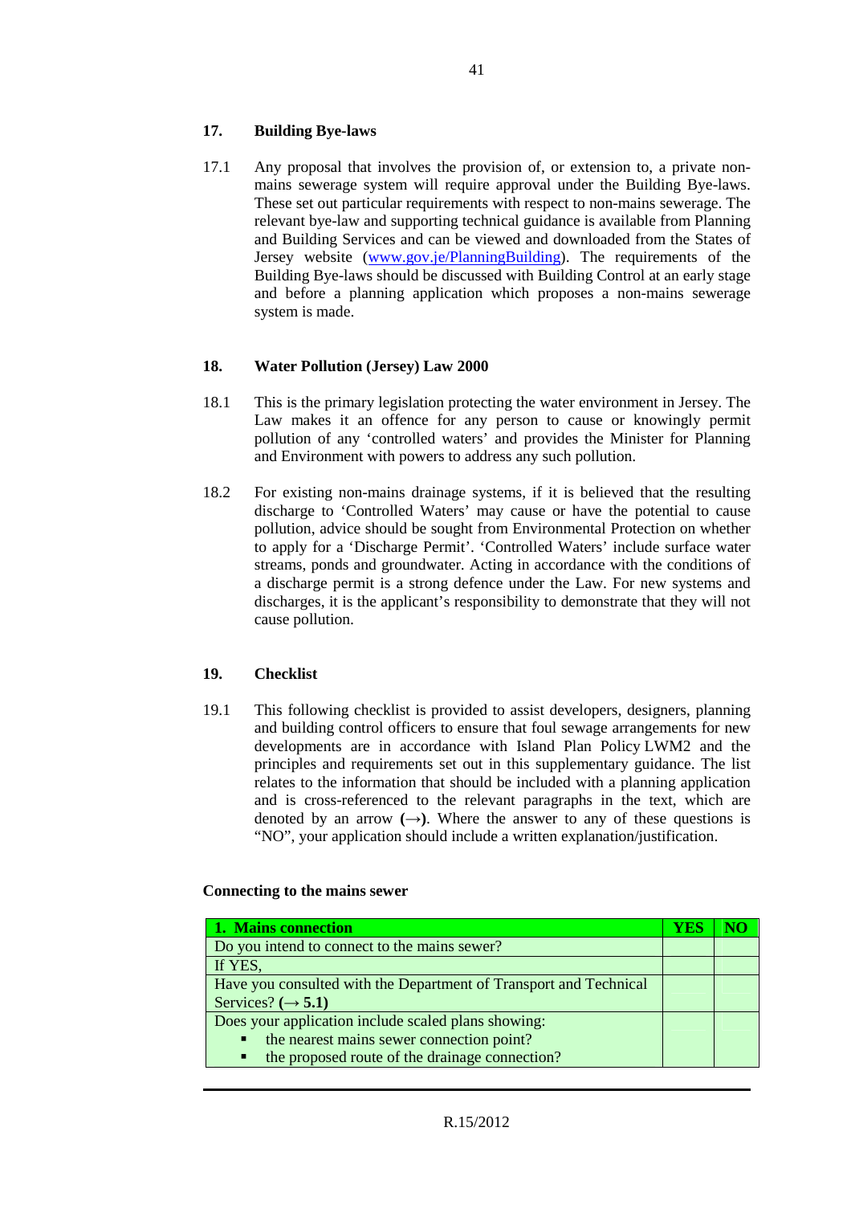## 17. Building Bye-laws

17.1 Any proposal that involves the provision of, or extension to, a private non-mains sewerage system will require approval under the Building Bye-laws. These set out particular requirements with respect to non-mains sewerage. The relevant bye-law and supporting technical guidance is available from Planning and Building Services and can be viewed and downloaded from the States of Jersey website (www.gov.je/PlanningBuilding). The requirements of the Building Bye-laws should be discussed with Building Control at an early stage and before a planning application which proposes a non-mains sewerage system is made.

## 18. Water Pollution (Jersey) Law 2000

18.1 This is the primary legislation protecting the water environment in Jersey. The Law makes it an offence for any person to cause or knowingly permit pollution of any 'controlled waters' and provides the Minister for Planning and Environment with powers to address any such pollution.

18.2 For existing non-mains drainage systems, if it is believed that the resulting discharge to 'Controlled Waters' may cause or have the potential to cause pollution, advice should be sought from Environmental Protection on whether to apply for a 'Discharge Permit'. 'Controlled Waters' include surface water streams, ponds and groundwater. Acting in accordance with the conditions of a discharge permit is a strong defence under the Law. For new systems and discharges, it is the applicant's responsibility to demonstrate that they will not cause pollution.

## 19. Checklist

19.1 This following checklist is provided to assist developers, designers, planning and building control officers to ensure that foul sewage arrangements for new developments are in accordance with Island Plan Policy LWM2 and the principles and requirements set out in this supplementary guidance. The list relates to the information that should be included with a planning application and is cross-referenced to the relevant paragraphs in the text, which are denoted by an arrow **(→)**. Where the answer to any of these questions is "NO", your application should include a written explanation/justification.

**Connecting to the mains sewer**

| **1. Mains connection** | **YES** | **NO** |
|---|---|---|
| Do you intend to connect to the mains sewer? | | |
| If YES, | | |
| Have you consulted with the Department of Transport and Technical Services? **(→ 5.1)** | | |
| Does your application include scaled plans showing:<br>▪ the nearest mains sewer connection point?<br>▪ the proposed route of the drainage connection? | | |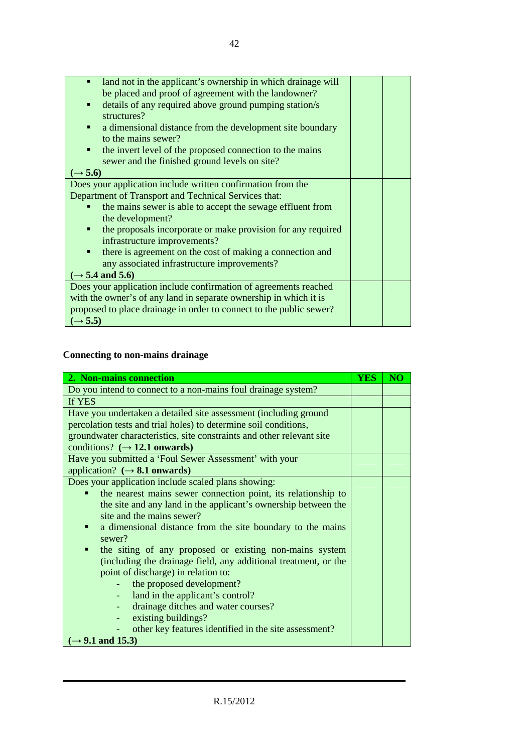| | | |
|---|---|---|
| ▪ land not in the applicant's ownership in which drainage will be placed and proof of agreement with the landowner?<br>▪ details of any required above ground pumping station/s structures?<br>▪ a dimensional distance from the development site boundary to the mains sewer?<br>▪ the invert level of the proposed connection to the mains sewer and the finished ground levels on site?<br>**(→ 5.6)** | | |
| Does your application include written confirmation from the Department of Transport and Technical Services that:<br>▪ the mains sewer is able to accept the sewage effluent from the development?<br>▪ the proposals incorporate or make provision for any required infrastructure improvements?<br>▪ there is agreement on the cost of making a connection and any associated infrastructure improvements?<br>**(→ 5.4 and 5.6)** | | |
| Does your application include confirmation of agreements reached with the owner's of any land in separate ownership in which it is proposed to place drainage in order to connect to the public sewer?<br>**(→ 5.5)** | | |

**Connecting to non-mains drainage**

| **2. Non-mains connection** | **YES** | **NO** |
|---|---|---|
| Do you intend to connect to a non-mains foul drainage system? | | |
| If YES | | |
| Have you undertaken a detailed site assessment (including ground percolation tests and trial holes) to determine soil conditions, groundwater characteristics, site constraints and other relevant site conditions? **(→ 12.1 onwards)** | | |
| Have you submitted a 'Foul Sewer Assessment' with your application? **(→ 8.1 onwards)** | | |
| Does your application include scaled plans showing:<br>▪ the nearest mains sewer connection point, its relationship to the site and any land in the applicant's ownership between the site and the mains sewer?<br>▪ a dimensional distance from the site boundary to the mains sewer?<br>▪ the siting of any proposed or existing non-mains system (including the drainage field, any additional treatment, or the point of discharge) in relation to:<br>- the proposed development?<br>- land in the applicant's control?<br>- drainage ditches and water courses?<br>- existing buildings?<br>- other key features identified in the site assessment?<br>**(→ 9.1 and 15.3)** | | |

R.15/2012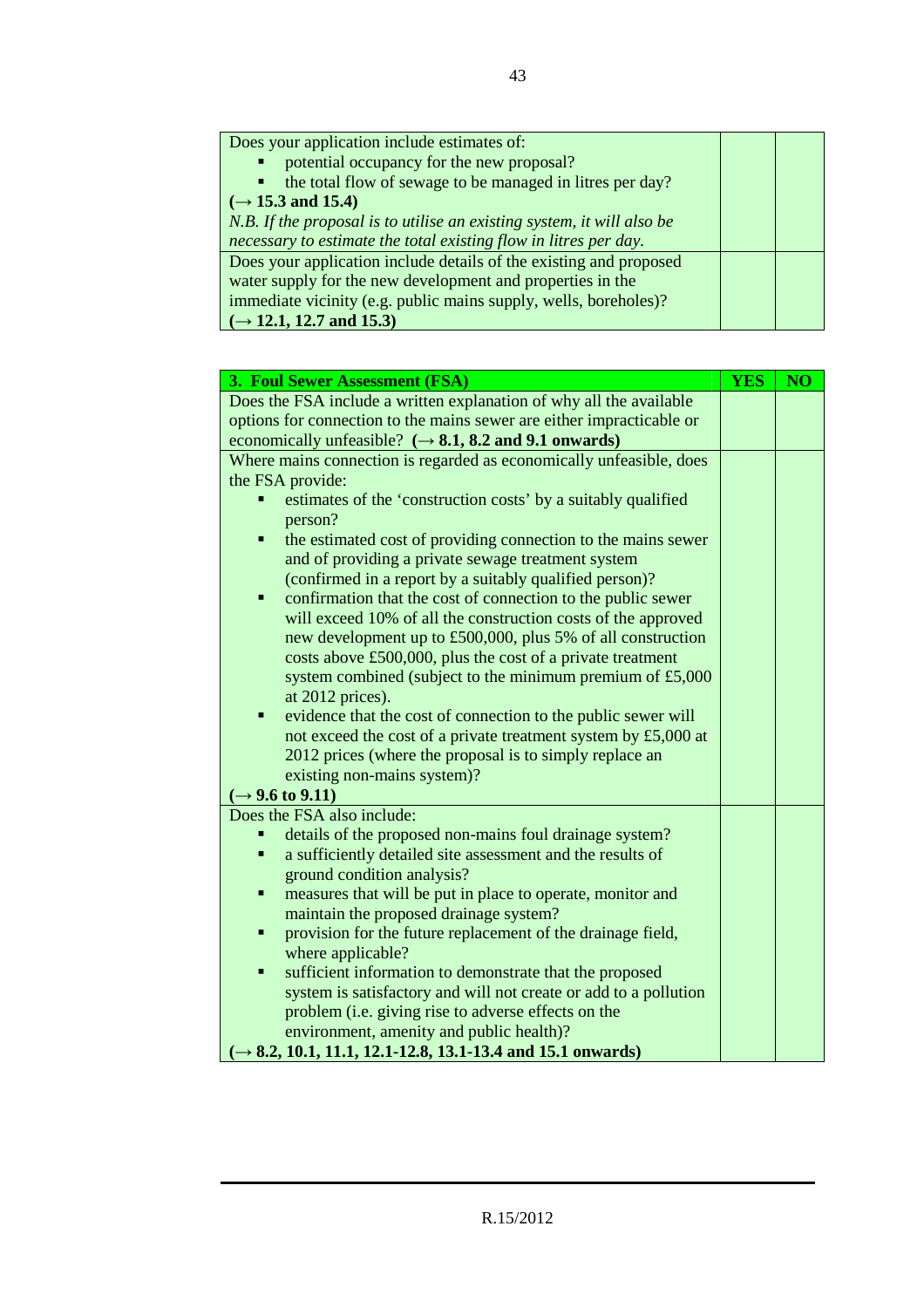| | | |
|---|---|---|
| Does your application include estimates of:<br>▪ potential occupancy for the new proposal?<br>▪ the total flow of sewage to be managed in litres per day?<br>**(→ 15.3 and 15.4)**<br>*N.B. If the proposal is to utilise an existing system, it will also be necessary to estimate the total existing flow in litres per day.* | | |
| Does your application include details of the existing and proposed water supply for the new development and properties in the immediate vicinity (e.g. public mains supply, wells, boreholes)?<br>**(→ 12.1, 12.7 and 15.3)** | | |

| **3. Foul Sewer Assessment (FSA)** | **YES** | **NO** |
|---|---|---|
| Does the FSA include a written explanation of why all the available options for connection to the mains sewer are either impracticable or economically unfeasible? **(→ 8.1, 8.2 and 9.1 onwards)** | | |
| Where mains connection is regarded as economically unfeasible, does the FSA provide:<br>▪ estimates of the 'construction costs' by a suitably qualified person?<br>▪ the estimated cost of providing connection to the mains sewer and of providing a private sewage treatment system (confirmed in a report by a suitably qualified person)?<br>▪ confirmation that the cost of connection to the public sewer will exceed 10% of all the construction costs of the approved new development up to £500,000, plus 5% of all construction costs above £500,000, plus the cost of a private treatment system combined (subject to the minimum premium of £5,000 at 2012 prices).<br>▪ evidence that the cost of connection to the public sewer will not exceed the cost of a private treatment system by £5,000 at 2012 prices (where the proposal is to simply replace an existing non-mains system)?<br>**(→ 9.6 to 9.11)** | | |
| Does the FSA also include:<br>▪ details of the proposed non-mains foul drainage system?<br>▪ a sufficiently detailed site assessment and the results of ground condition analysis?<br>▪ measures that will be put in place to operate, monitor and maintain the proposed drainage system?<br>▪ provision for the future replacement of the drainage field, where applicable?<br>▪ sufficient information to demonstrate that the proposed system is satisfactory and will not create or add to a pollution problem (i.e. giving rise to adverse effects on the environment, amenity and public health)?<br>**(→ 8.2, 10.1, 11.1, 12.1-12.8, 13.1-13.4 and 15.1 onwards)** | | |

R.15/2012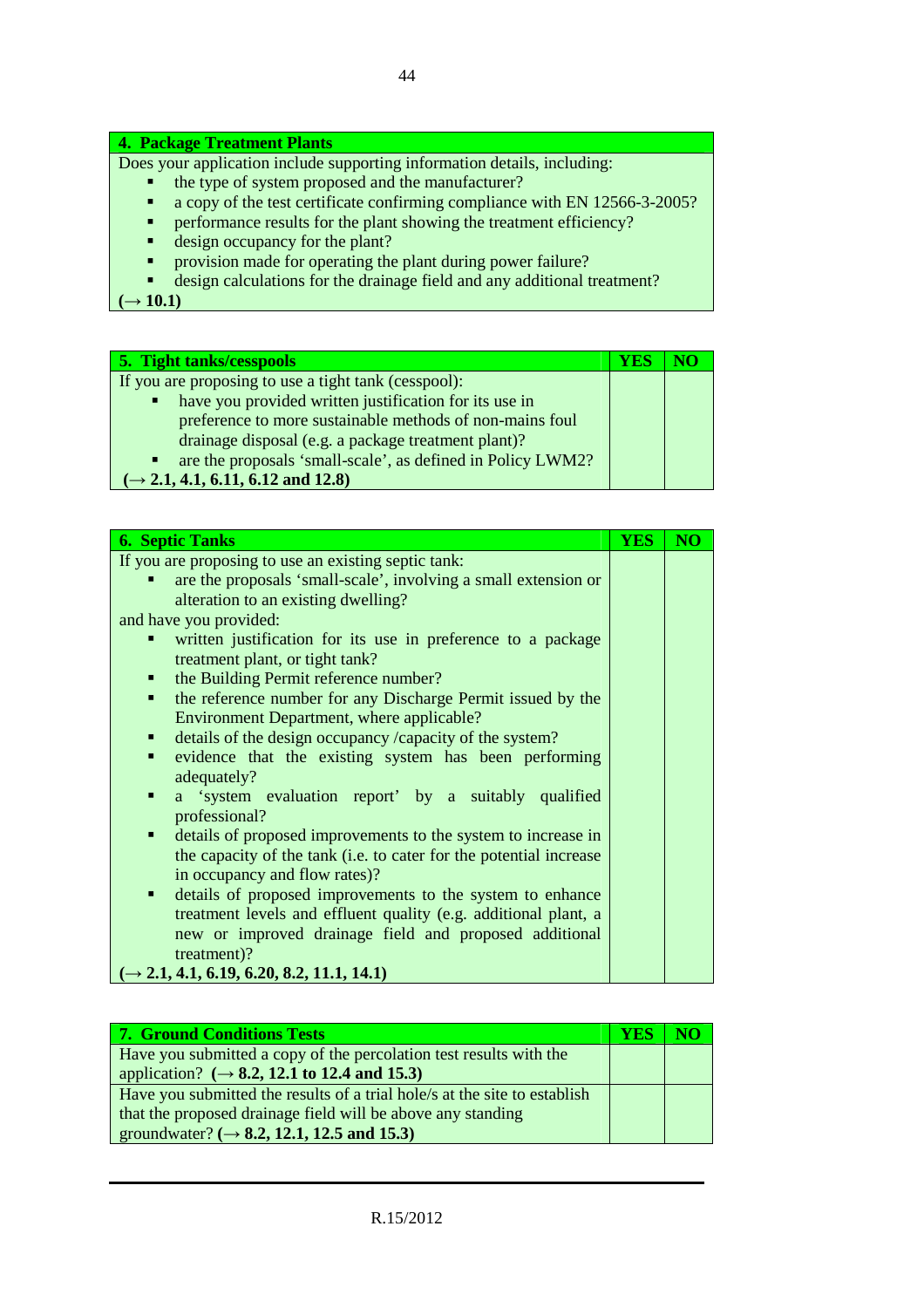| **4. Package Treatment Plants** |
|---|
| Does your application include supporting information details, including:<br>▪ the type of system proposed and the manufacturer?<br>▪ a copy of the test certificate confirming compliance with EN 12566-3-2005?<br>▪ performance results for the plant showing the treatment efficiency?<br>▪ design occupancy for the plant?<br>▪ provision made for operating the plant during power failure?<br>▪ design calculations for the drainage field and any additional treatment?<br>**(→ 10.1)** |

| **5. Tight tanks/cesspools** | **YES** | **NO** |
|---|---|---|
| If you are proposing to use a tight tank (cesspool):<br>▪ have you provided written justification for its use in preference to more sustainable methods of non-mains foul drainage disposal (e.g. a package treatment plant)?<br>▪ are the proposals 'small-scale', as defined in Policy LWM2?<br>**(→ 2.1, 4.1, 6.11, 6.12 and 12.8)** | | |

| **6. Septic Tanks** | **YES** | **NO** |
|---|---|---|
| If you are proposing to use an existing septic tank:<br>▪ are the proposals 'small-scale', involving a small extension or alteration to an existing dwelling?<br>and have you provided:<br>▪ written justification for its use in preference to a package treatment plant, or tight tank?<br>▪ the Building Permit reference number?<br>▪ the reference number for any Discharge Permit issued by the Environment Department, where applicable?<br>▪ details of the design occupancy /capacity of the system?<br>▪ evidence that the existing system has been performing adequately?<br>▪ a 'system evaluation report' by a suitably qualified professional?<br>▪ details of proposed improvements to the system to increase in the capacity of the tank (i.e. to cater for the potential increase in occupancy and flow rates)?<br>▪ details of proposed improvements to the system to enhance treatment levels and effluent quality (e.g. additional plant, a new or improved drainage field and proposed additional treatment)?<br>**(→ 2.1, 4.1, 6.19, 6.20, 8.2, 11.1, 14.1)** | | |

| **7. Ground Conditions Tests** | **YES** | **NO** |
|---|---|---|
| Have you submitted a copy of the percolation test results with the application? **(→ 8.2, 12.1 to 12.4 and 15.3)** | | |
| Have you submitted the results of a trial hole/s at the site to establish that the proposed drainage field will be above any standing groundwater? **(→ 8.2, 12.1, 12.5 and 15.3)** | | |

R.15/2012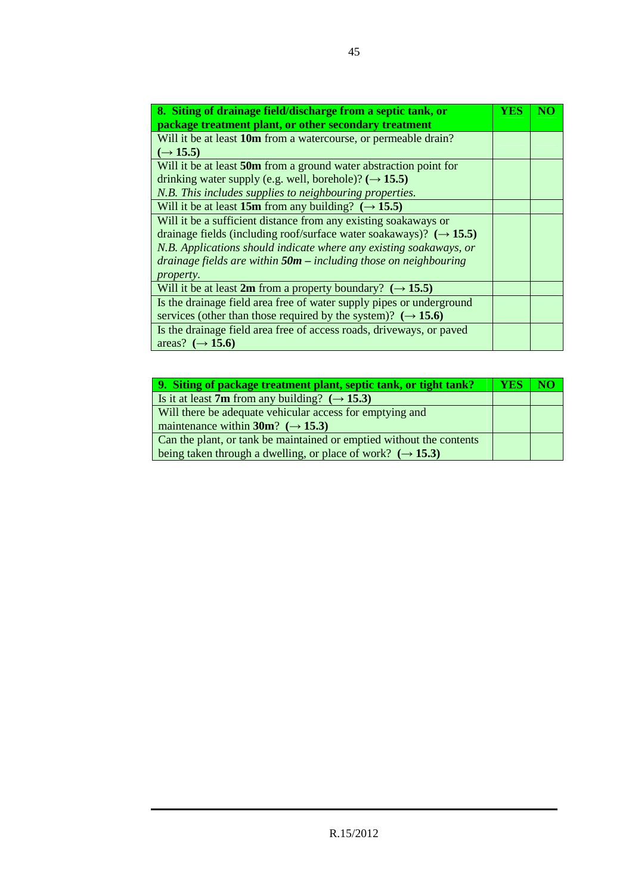| **8. Siting of drainage field/discharge from a septic tank, or package treatment plant, or other secondary treatment** | **YES** | **NO** |
|---|---|---|
| Will it be at least **10m** from a watercourse, or permeable drain? **(→ 15.5)** | | |
| Will it be at least **50m** from a ground water abstraction point for drinking water supply (e.g. well, borehole)? **(→ 15.5)** *N.B. This includes supplies to neighbouring properties.* | | |
| Will it be at least **15m** from any building? **(→ 15.5)** | | |
| Will it be a sufficient distance from any existing soakaways or drainage fields (including roof/surface water soakaways)? **(→ 15.5)** *N.B. Applications should indicate where any existing soakaways, or drainage fields are within **50m** – including those on neighbouring property.* | | |
| Will it be at least **2m** from a property boundary? **(→ 15.5)** | | |
| Is the drainage field area free of water supply pipes or underground services (other than those required by the system)? **(→ 15.6)** | | |
| Is the drainage field area free of access roads, driveways, or paved areas? **(→ 15.6)** | | |

| **9. Siting of package treatment plant, septic tank, or tight tank?** | **YES** | **NO** |
|---|---|---|
| Is it at least **7m** from any building? **(→ 15.3)** | | |
| Will there be adequate vehicular access for emptying and maintenance within **30m**? **(→ 15.3)** | | |
| Can the plant, or tank be maintained or emptied without the contents being taken through a dwelling, or place of work? **(→ 15.3)** | | |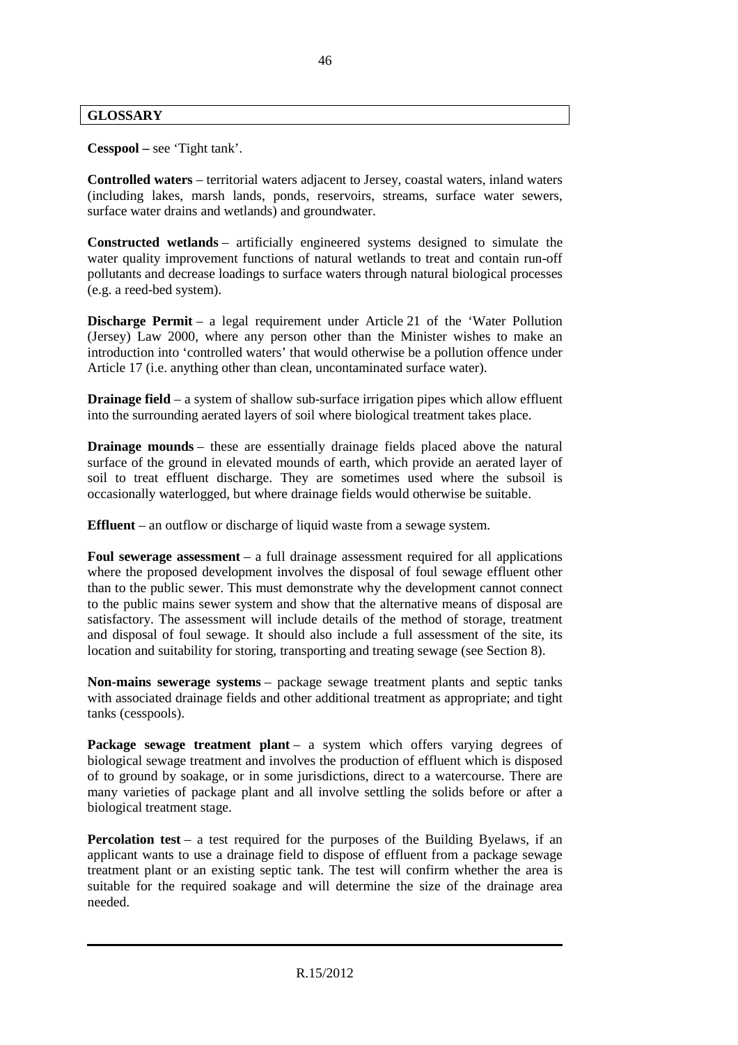## GLOSSARY

**Cesspool –** see 'Tight tank'.

**Controlled waters** – territorial waters adjacent to Jersey, coastal waters, inland waters (including lakes, marsh lands, ponds, reservoirs, streams, surface water sewers, surface water drains and wetlands) and groundwater.

**Constructed wetlands** – artificially engineered systems designed to simulate the water quality improvement functions of natural wetlands to treat and contain run-off pollutants and decrease loadings to surface waters through natural biological processes (e.g. a reed-bed system).

**Discharge Permit** – a legal requirement under Article 21 of the 'Water Pollution (Jersey) Law 2000, where any person other than the Minister wishes to make an introduction into 'controlled waters' that would otherwise be a pollution offence under Article 17 (i.e. anything other than clean, uncontaminated surface water).

**Drainage field** – a system of shallow sub-surface irrigation pipes which allow effluent into the surrounding aerated layers of soil where biological treatment takes place.

**Drainage mounds** – these are essentially drainage fields placed above the natural surface of the ground in elevated mounds of earth, which provide an aerated layer of soil to treat effluent discharge. They are sometimes used where the subsoil is occasionally waterlogged, but where drainage fields would otherwise be suitable.

**Effluent** – an outflow or discharge of liquid waste from a sewage system.

**Foul sewerage assessment** – a full drainage assessment required for all applications where the proposed development involves the disposal of foul sewage effluent other than to the public sewer. This must demonstrate why the development cannot connect to the public mains sewer system and show that the alternative means of disposal are satisfactory. The assessment will include details of the method of storage, treatment and disposal of foul sewage. It should also include a full assessment of the site, its location and suitability for storing, transporting and treating sewage (see Section 8).

**Non-mains sewerage systems** – package sewage treatment plants and septic tanks with associated drainage fields and other additional treatment as appropriate; and tight tanks (cesspools).

**Package sewage treatment plant** – a system which offers varying degrees of biological sewage treatment and involves the production of effluent which is disposed of to ground by soakage, or in some jurisdictions, direct to a watercourse. There are many varieties of package plant and all involve settling the solids before or after a biological treatment stage.

**Percolation test** – a test required for the purposes of the Building Byelaws, if an applicant wants to use a drainage field to dispose of effluent from a package sewage treatment plant or an existing septic tank. The test will confirm whether the area is suitable for the required soakage and will determine the size of the drainage area needed.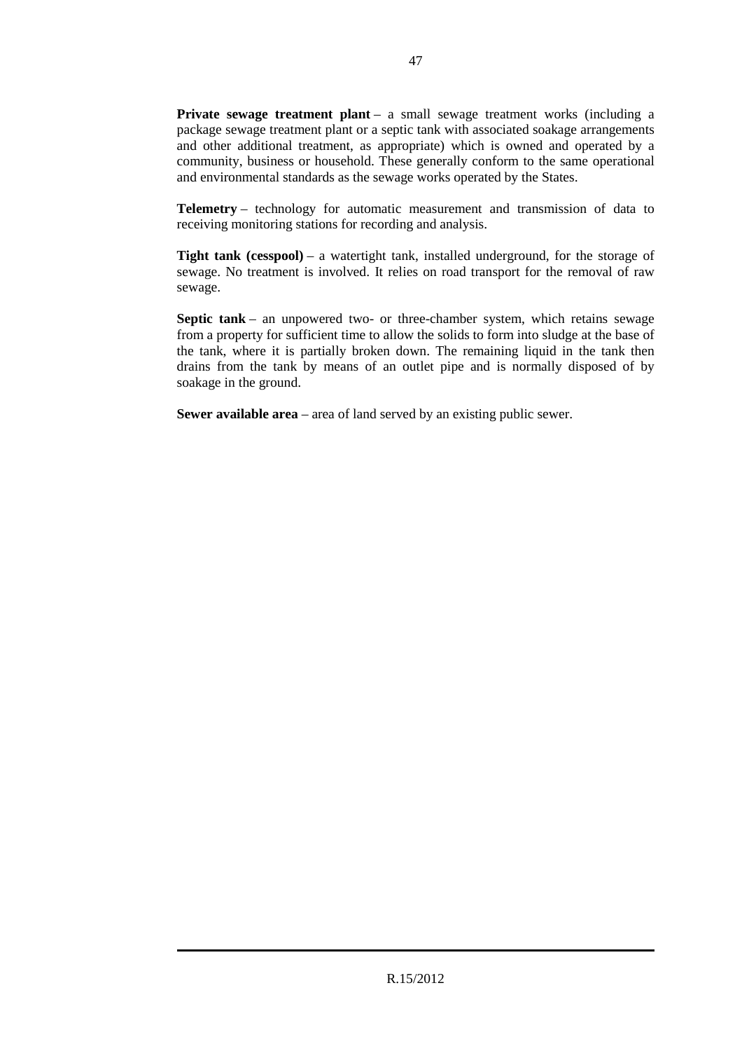**Private sewage treatment plant** – a small sewage treatment works (including a package sewage treatment plant or a septic tank with associated soakage arrangements and other additional treatment, as appropriate) which is owned and operated by a community, business or household. These generally conform to the same operational and environmental standards as the sewage works operated by the States.

**Telemetry** – technology for automatic measurement and transmission of data to receiving monitoring stations for recording and analysis.

**Tight tank (cesspool)** – a watertight tank, installed underground, for the storage of sewage. No treatment is involved. It relies on road transport for the removal of raw sewage.

**Septic tank** – an unpowered two- or three-chamber system, which retains sewage from a property for sufficient time to allow the solids to form into sludge at the base of the tank, where it is partially broken down. The remaining liquid in the tank then drains from the tank by means of an outlet pipe and is normally disposed of by soakage in the ground.

**Sewer available area** – area of land served by an existing public sewer.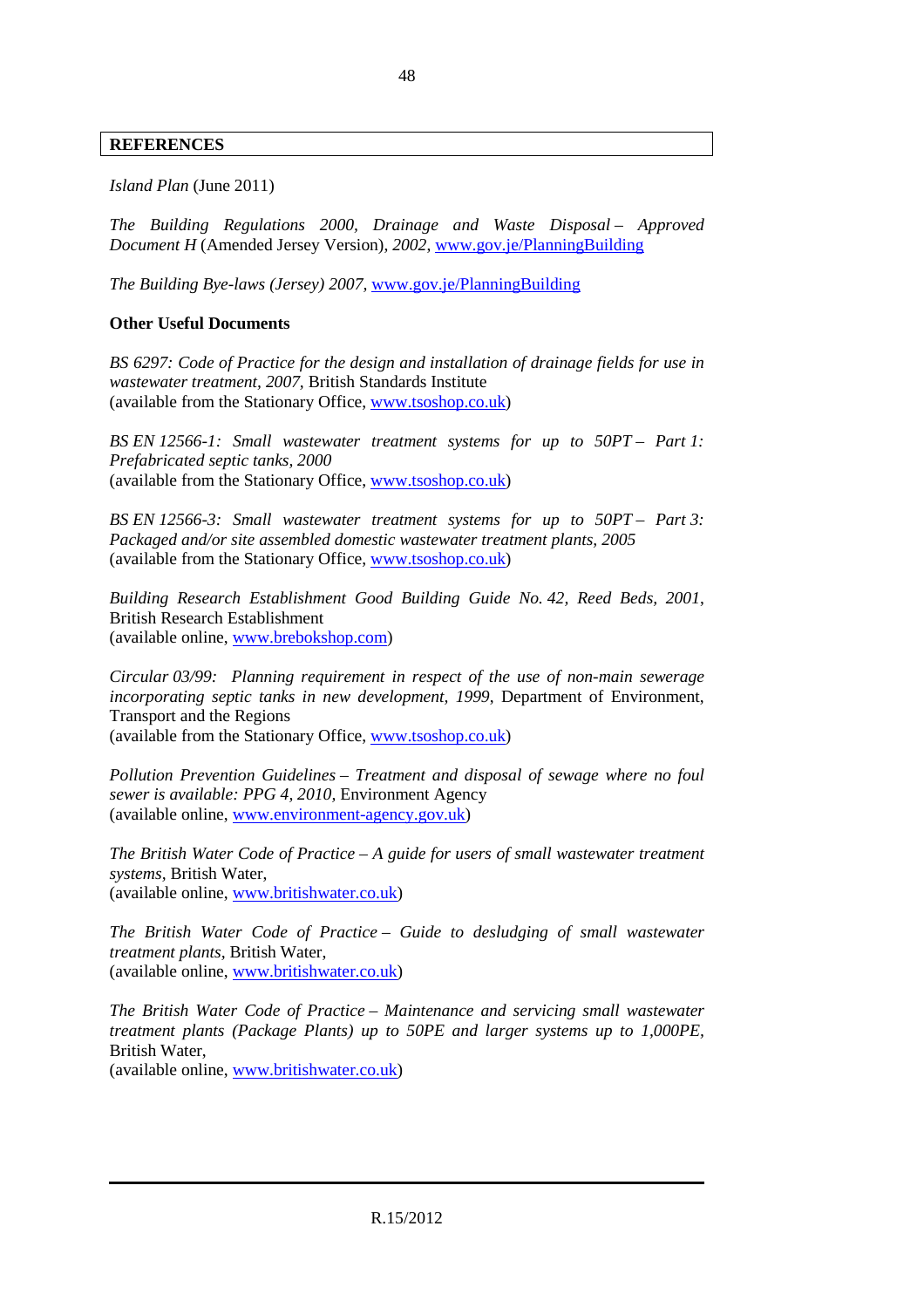## REFERENCES

*Island Plan* (June 2011)

*The Building Regulations 2000, Drainage and Waste Disposal – Approved Document H* (Amended Jersey Version), *2002*, www.gov.je/PlanningBuilding

*The Building Bye-laws (Jersey) 2007*, www.gov.je/PlanningBuilding

**Other Useful Documents**

*BS 6297: Code of Practice for the design and installation of drainage fields for use in wastewater treatment, 2007*, British Standards Institute
(available from the Stationary Office, www.tsoshop.co.uk)

*BS EN 12566-1: Small wastewater treatment systems for up to 50PT – Part 1: Prefabricated septic tanks, 2000*
(available from the Stationary Office, www.tsoshop.co.uk)

*BS EN 12566-3: Small wastewater treatment systems for up to 50PT – Part 3: Packaged and/or site assembled domestic wastewater treatment plants, 2005*
(available from the Stationary Office, www.tsoshop.co.uk)

*Building Research Establishment Good Building Guide No. 42, Reed Beds, 2001*, British Research Establishment
(available online, www.brebokshop.com)

*Circular 03/99: Planning requirement in respect of the use of non-main sewerage incorporating septic tanks in new development, 1999*, Department of Environment, Transport and the Regions
(available from the Stationary Office, www.tsoshop.co.uk)

*Pollution Prevention Guidelines – Treatment and disposal of sewage where no foul sewer is available: PPG 4, 2010,* Environment Agency
(available online, www.environment-agency.gov.uk)

*The British Water Code of Practice – A guide for users of small wastewater treatment systems*, British Water,
(available online, www.britishwater.co.uk)

*The British Water Code of Practice – Guide to desludging of small wastewater treatment plants*, British Water,
(available online, www.britishwater.co.uk)

*The British Water Code of Practice – Maintenance and servicing small wastewater treatment plants (Package Plants) up to 50PE and larger systems up to 1,000PE*, British Water,
(available online, www.britishwater.co.uk)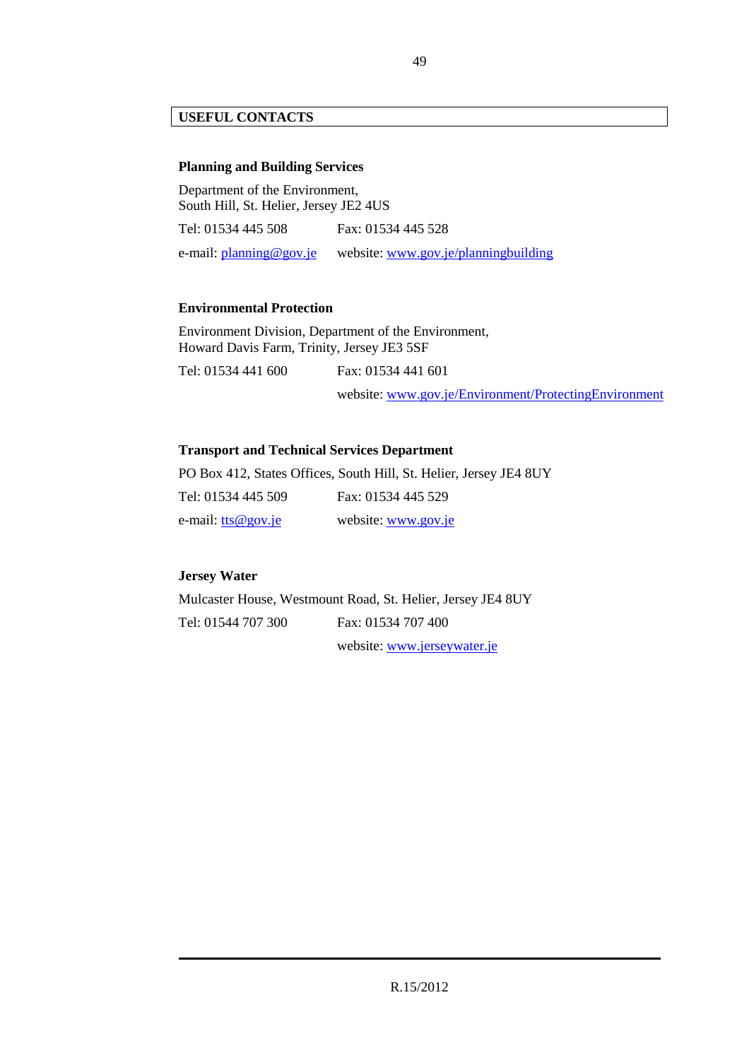## USEFUL CONTACTS

### Planning and Building Services

Department of the Environment,
South Hill, St. Helier, Jersey JE2 4US

Tel: 01534 445 508 Fax: 01534 445 528

e-mail: planning@gov.je website: www.gov.je/planningbuilding

### Environmental Protection

Environment Division, Department of the Environment,
Howard Davis Farm, Trinity, Jersey JE3 5SF

Tel: 01534 441 600 Fax: 01534 441 601

website: www.gov.je/Environment/ProtectingEnvironment

### Transport and Technical Services Department

PO Box 412, States Offices, South Hill, St. Helier, Jersey JE4 8UY

Tel: 01534 445 509 Fax: 01534 445 529

e-mail: tts@gov.je website: www.gov.je

### Jersey Water

Mulcaster House, Westmount Road, St. Helier, Jersey JE4 8UY

Tel: 01544 707 300 Fax: 01534 707 400

website: www.jerseywater.je